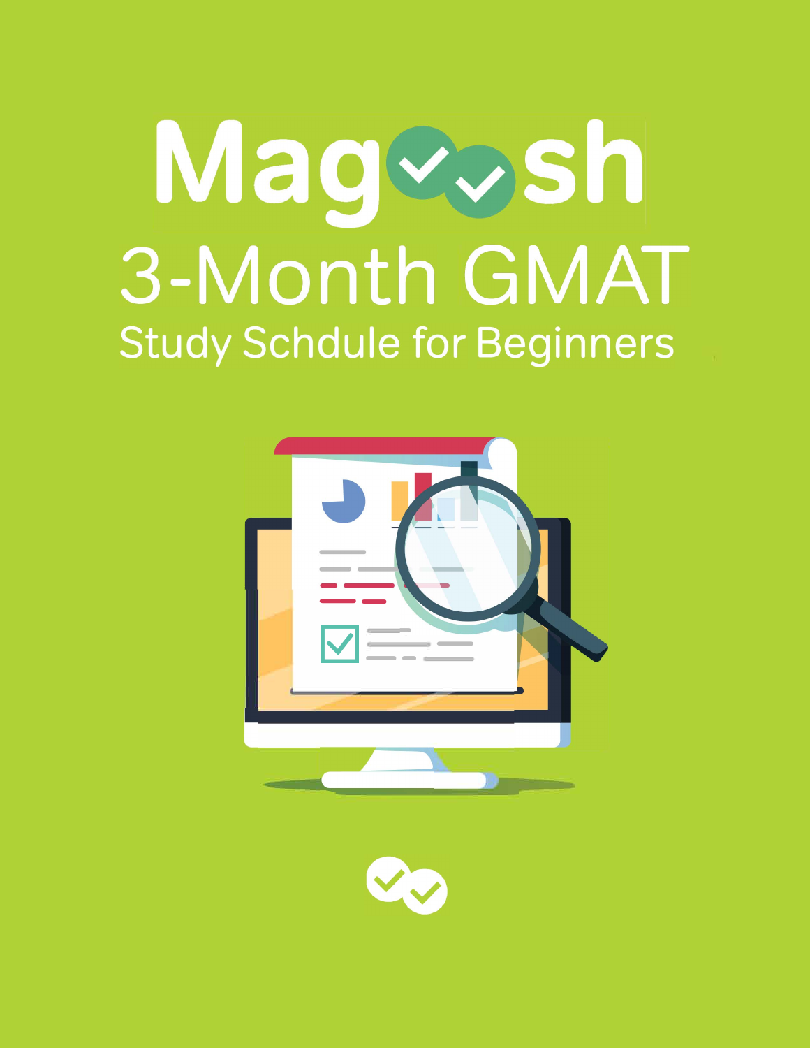# Magoosh

## 3-Month GMAT

### Study Schdule for Beginners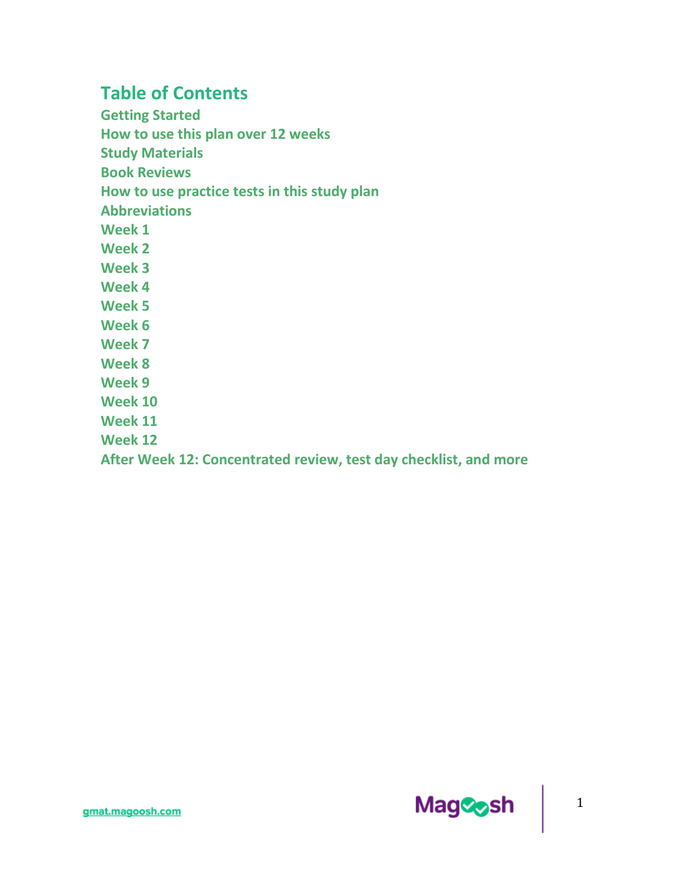# Table of Contents

- Getting Started
- How to use this plan over 12 weeks
- Study Materials
- Book Reviews
- How to use practice tests in this study plan
- Abbreviations
- Week 1
- Week 2
- Week 3
- Week 4
- Week 5
- Week 6
- Week 7
- Week 8
- Week 9
- Week 10
- Week 11
- Week 12
- After Week 12: Concentrated review, test day checklist, and more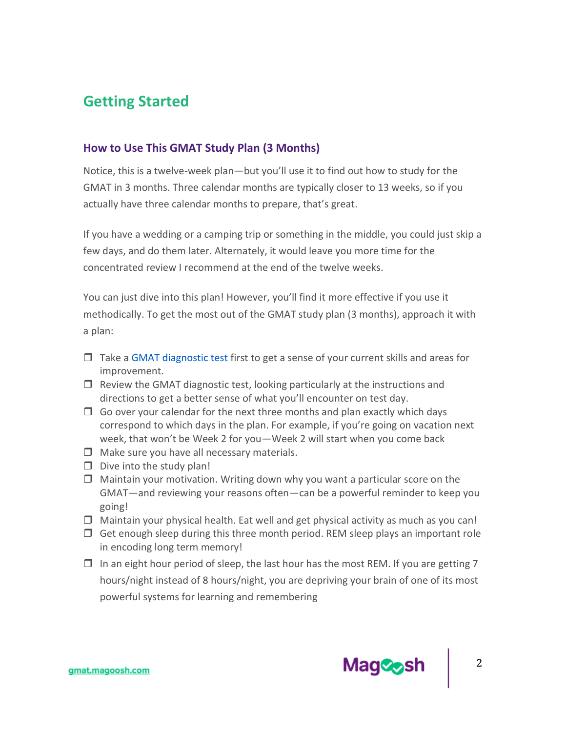## Getting Started

### How to Use This GMAT Study Plan (3 Months)

Notice, this is a twelve-week plan—but you'll use it to find out how to study for the GMAT in 3 months. Three calendar months are typically closer to 13 weeks, so if you actually have three calendar months to prepare, that's great.

If you have a wedding or a camping trip or something in the middle, you could just skip a few days, and do them later. Alternately, it would leave you more time for the concentrated review I recommend at the end of the twelve weeks.

You can just dive into this plan! However, you'll find it more effective if you use it methodically. To get the most out of the GMAT study plan (3 months), approach it with a plan:

- ❐ Take a GMAT diagnostic test first to get a sense of your current skills and areas for improvement.
- ❐ Review the GMAT diagnostic test, looking particularly at the instructions and directions to get a better sense of what you'll encounter on test day.
- ❐ Go over your calendar for the next three months and plan exactly which days correspond to which days in the plan. For example, if you're going on vacation next week, that won't be Week 2 for you—Week 2 will start when you come back
- ❐ Make sure you have all necessary materials.
- ❐ Dive into the study plan!
- ❐ Maintain your motivation. Writing down why you want a particular score on the GMAT—and reviewing your reasons often—can be a powerful reminder to keep you going!
- ❐ Maintain your physical health. Eat well and get physical activity as much as you can!
- ❐ Get enough sleep during this three month period. REM sleep plays an important role in encoding long term memory!
- ❐ In an eight hour period of sleep, the last hour has the most REM. If you are getting 7 hours/night instead of 8 hours/night, you are depriving your brain of one of its most powerful systems for learning and remembering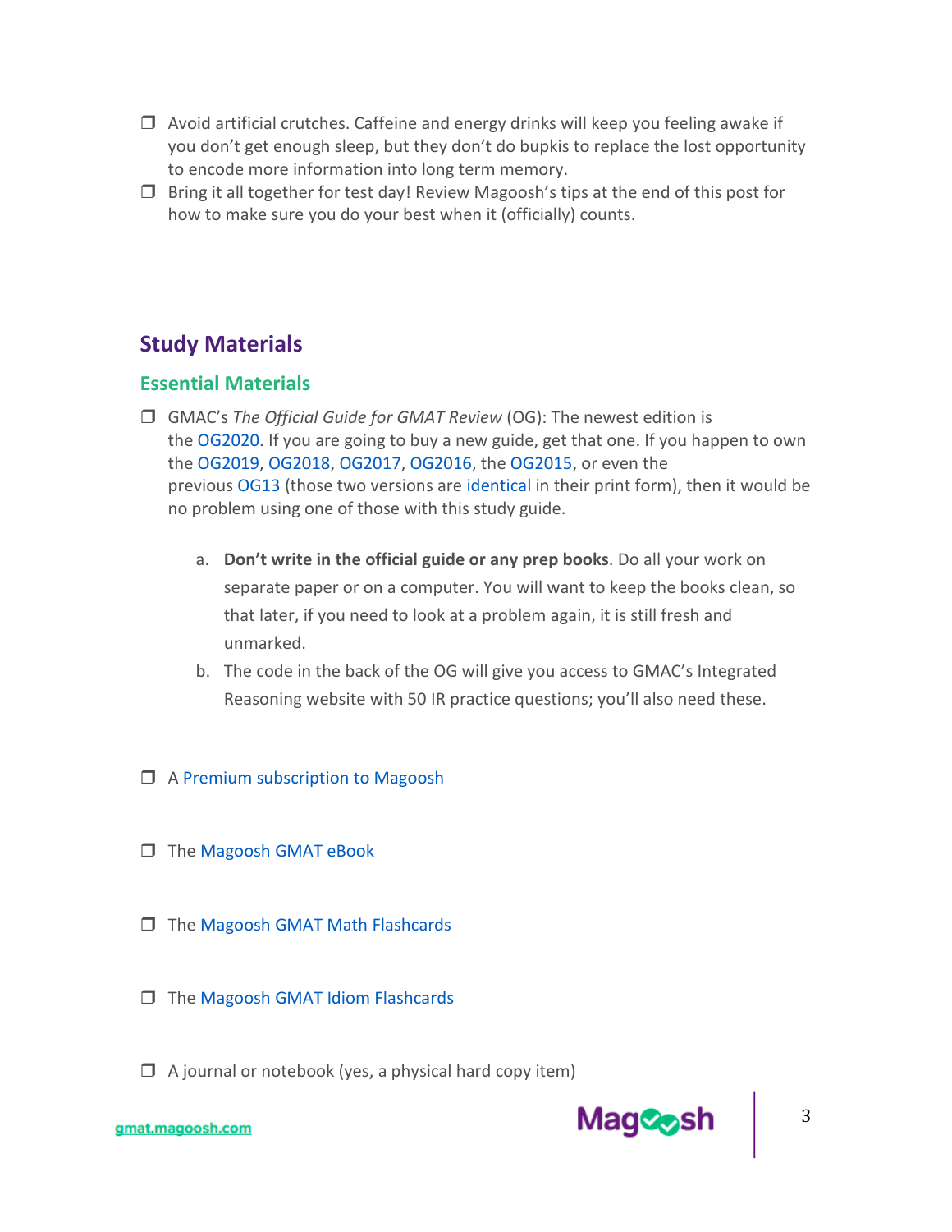- ❒ Avoid artificial crutches. Caffeine and energy drinks will keep you feeling awake if you don't get enough sleep, but they don't do bupkis to replace the lost opportunity to encode more information into long term memory.
- ❒ Bring it all together for test day! Review Magoosh's tips at the end of this post for how to make sure you do your best when it (officially) counts.

## Study Materials

### Essential Materials

- ❒ GMAC's *The Official Guide for GMAT Review* (OG): The newest edition is the OG2020. If you are going to buy a new guide, get that one. If you happen to own the OG2019, OG2018, OG2017, OG2016, the OG2015, or even the previous OG13 (those two versions are identical in their print form), then it would be no problem using one of those with this study guide.

  a. **Don't write in the official guide or any prep books**. Do all your work on separate paper or on a computer. You will want to keep the books clean, so that later, if you need to look at a problem again, it is still fresh and unmarked.

  b. The code in the back of the OG will give you access to GMAC's Integrated Reasoning website with 50 IR practice questions; you'll also need these.

- ❒ A Premium subscription to Magoosh
- ❒ The Magoosh GMAT eBook
- ❒ The Magoosh GMAT Math Flashcards
- ❒ The Magoosh GMAT Idiom Flashcards
- ❒ A journal or notebook (yes, a physical hard copy item)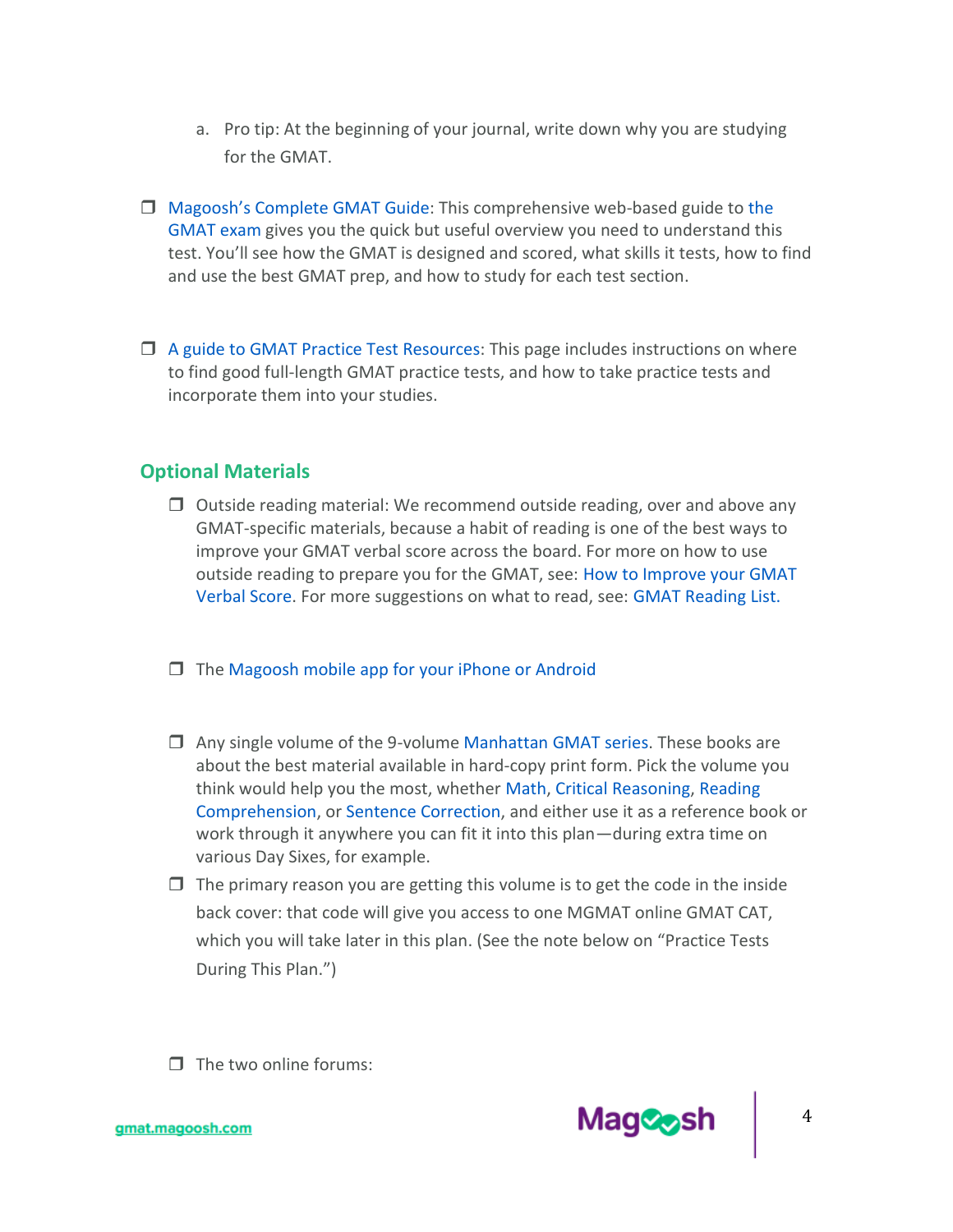a. Pro tip: At the beginning of your journal, write down why you are studying for the GMAT.

- ❒ Magoosh's Complete GMAT Guide: This comprehensive web-based guide to the GMAT exam gives you the quick but useful overview you need to understand this test. You'll see how the GMAT is designed and scored, what skills it tests, how to find and use the best GMAT prep, and how to study for each test section.

- ❒ A guide to GMAT Practice Test Resources: This page includes instructions on where to find good full-length GMAT practice tests, and how to take practice tests and incorporate them into your studies.

## Optional Materials

- ❒ Outside reading material: We recommend outside reading, over and above any GMAT-specific materials, because a habit of reading is one of the best ways to improve your GMAT verbal score across the board. For more on how to use outside reading to prepare you for the GMAT, see: How to Improve your GMAT Verbal Score. For more suggestions on what to read, see: GMAT Reading List.

- ❒ The Magoosh mobile app for your iPhone or Android

- ❒ Any single volume of the 9-volume Manhattan GMAT series. These books are about the best material available in hard-copy print form. Pick the volume you think would help you the most, whether Math, Critical Reasoning, Reading Comprehension, or Sentence Correction, and either use it as a reference book or work through it anywhere you can fit it into this plan—during extra time on various Day Sixes, for example.
- ❒ The primary reason you are getting this volume is to get the code in the inside back cover: that code will give you access to one MGMAT online GMAT CAT, which you will take later in this plan. (See the note below on "Practice Tests During This Plan.")

- ❒ The two online forums: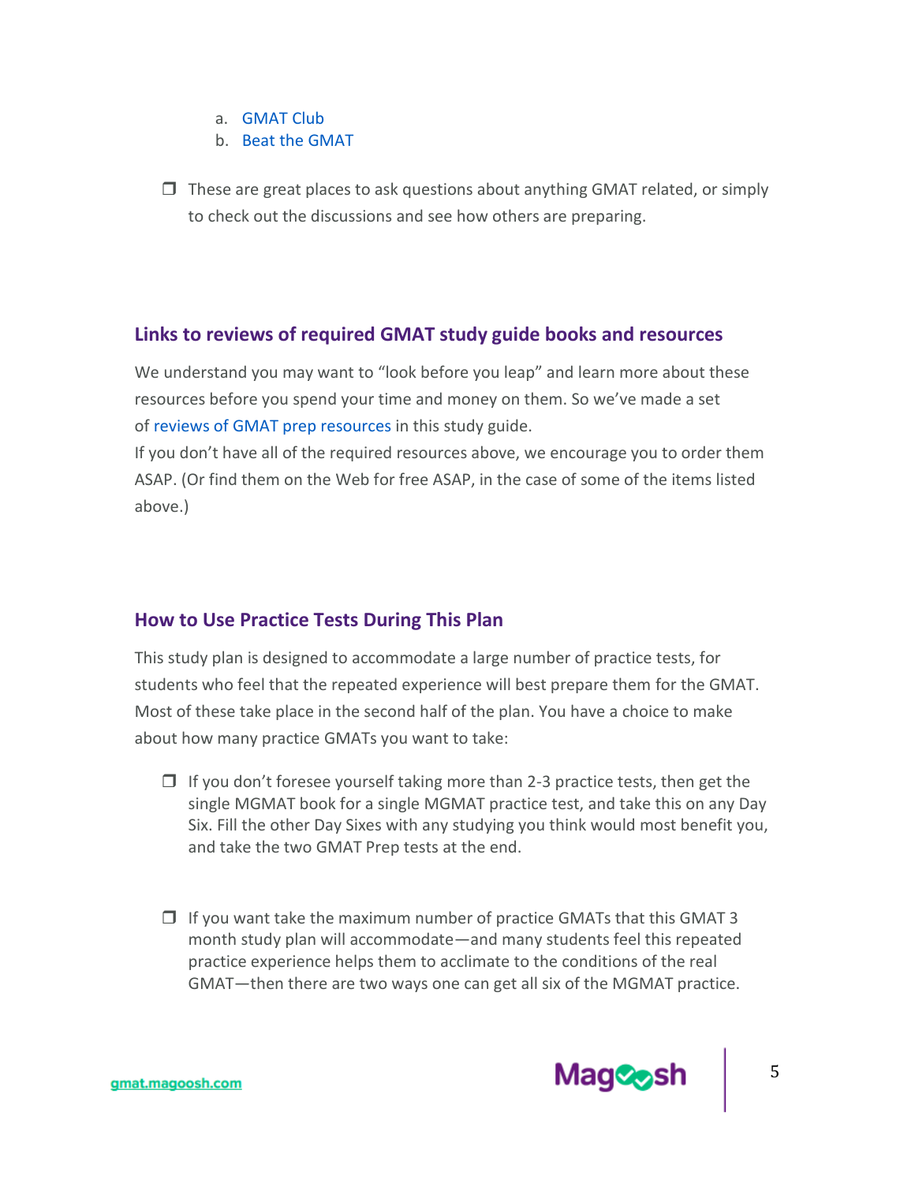a. GMAT Club
b. Beat the GMAT

- ☐ These are great places to ask questions about anything GMAT related, or simply to check out the discussions and see how others are preparing.

## Links to reviews of required GMAT study guide books and resources

We understand you may want to "look before you leap" and learn more about these resources before you spend your time and money on them. So we've made a set of reviews of GMAT prep resources in this study guide.

If you don't have all of the required resources above, we encourage you to order them ASAP. (Or find them on the Web for free ASAP, in the case of some of the items listed above.)

## How to Use Practice Tests During This Plan

This study plan is designed to accommodate a large number of practice tests, for students who feel that the repeated experience will best prepare them for the GMAT. Most of these take place in the second half of the plan. You have a choice to make about how many practice GMATs you want to take:

- ☐ If you don't foresee yourself taking more than 2-3 practice tests, then get the single MGMAT book for a single MGMAT practice test, and take this on any Day Six. Fill the other Day Sixes with any studying you think would most benefit you, and take the two GMAT Prep tests at the end.

- ☐ If you want take the maximum number of practice GMATs that this GMAT 3 month study plan will accommodate—and many students feel this repeated practice experience helps them to acclimate to the conditions of the real GMAT—then there are two ways one can get all six of the MGMAT practice.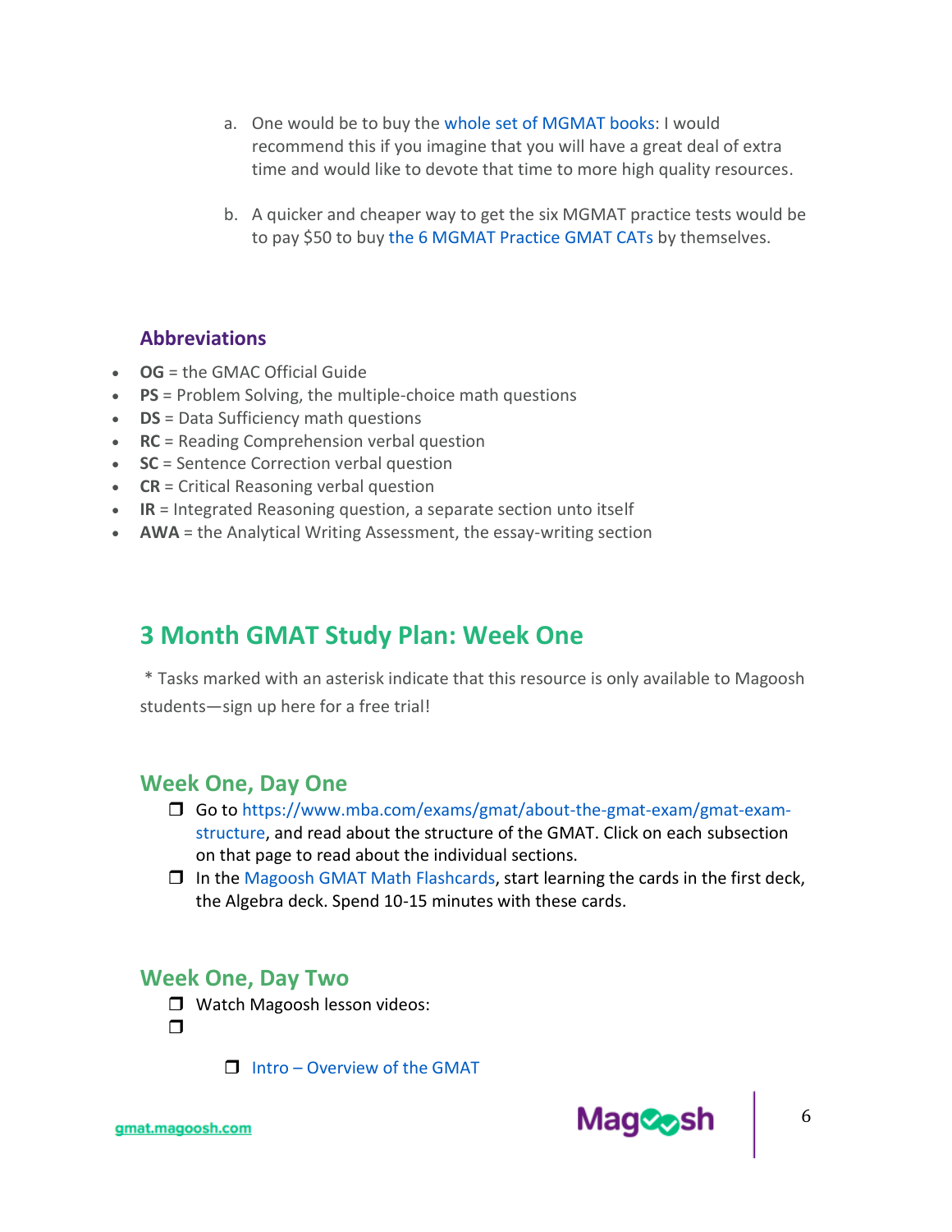a. One would be to buy the whole set of MGMAT books: I would recommend this if you imagine that you will have a great deal of extra time and would like to devote that time to more high quality resources.

b. A quicker and cheaper way to get the six MGMAT practice tests would be to pay $50 to buy the 6 MGMAT Practice GMAT CATs by themselves.

### Abbreviations

- **OG** = the GMAC Official Guide
- **PS** = Problem Solving, the multiple-choice math questions
- **DS** = Data Sufficiency math questions
- **RC** = Reading Comprehension verbal question
- **SC** = Sentence Correction verbal question
- **CR** = Critical Reasoning verbal question
- **IR** = Integrated Reasoning question, a separate section unto itself
- **AWA** = the Analytical Writing Assessment, the essay-writing section

## 3 Month GMAT Study Plan: Week One

* Tasks marked with an asterisk indicate that this resource is only available to Magoosh students—sign up here for a free trial!

### Week One, Day One

- ❒ Go to https://www.mba.com/exams/gmat/about-the-gmat-exam/gmat-exam-structure, and read about the structure of the GMAT. Click on each subsection on that page to read about the individual sections.
- ❒ In the Magoosh GMAT Math Flashcards, start learning the cards in the first deck, the Algebra deck. Spend 10-15 minutes with these cards.

### Week One, Day Two

- ❒ Watch Magoosh lesson videos:
- ❒
    - ❒ Intro – Overview of the GMAT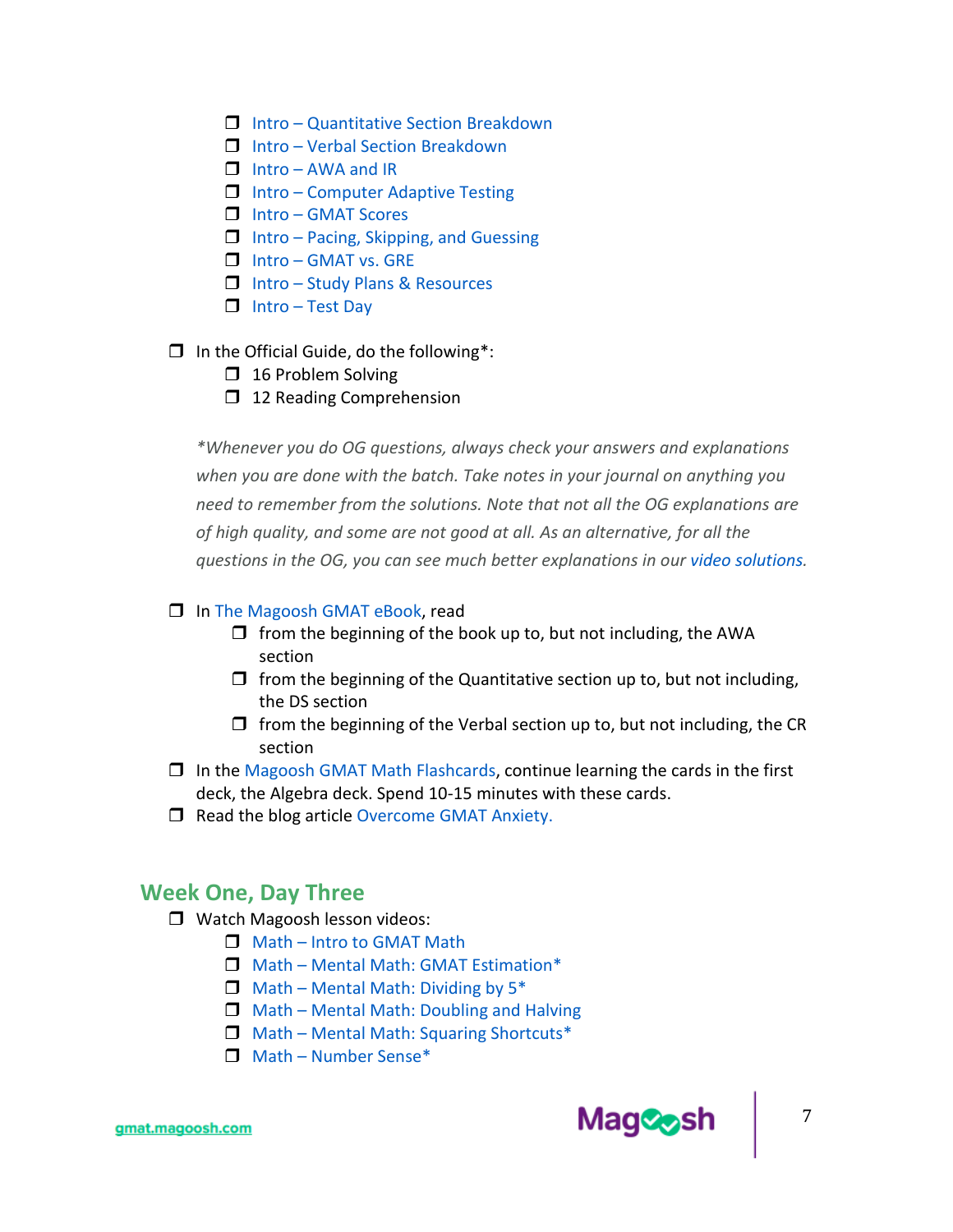- [ ] Intro – Quantitative Section Breakdown
    - [ ] Intro – Verbal Section Breakdown
    - [ ] Intro – AWA and IR
    - [ ] Intro – Computer Adaptive Testing
    - [ ] Intro – GMAT Scores
    - [ ] Intro – Pacing, Skipping, and Guessing
    - [ ] Intro – GMAT vs. GRE
    - [ ] Intro – Study Plans & Resources
    - [ ] Intro – Test Day

- [ ] In the Official Guide, do the following*:
    - [ ] 16 Problem Solving
    - [ ] 12 Reading Comprehension

    *\*Whenever you do OG questions, always check your answers and explanations when you are done with the batch. Take notes in your journal on anything you need to remember from the solutions. Note that not all the OG explanations are of high quality, and some are not good at all. As an alternative, for all the questions in the OG, you can see much better explanations in our video solutions.*

- [ ] In The Magoosh GMAT eBook, read
    - [ ] from the beginning of the book up to, but not including, the AWA section
    - [ ] from the beginning of the Quantitative section up to, but not including, the DS section
    - [ ] from the beginning of the Verbal section up to, but not including, the CR section
- [ ] In the Magoosh GMAT Math Flashcards, continue learning the cards in the first deck, the Algebra deck. Spend 10-15 minutes with these cards.
- [ ] Read the blog article Overcome GMAT Anxiety.

## Week One, Day Three

- [ ] Watch Magoosh lesson videos:
    - [ ] Math – Intro to GMAT Math
    - [ ] Math – Mental Math: GMAT Estimation*
    - [ ] Math – Mental Math: Dividing by 5*
    - [ ] Math – Mental Math: Doubling and Halving
    - [ ] Math – Mental Math: Squaring Shortcuts*
    - [ ] Math – Number Sense*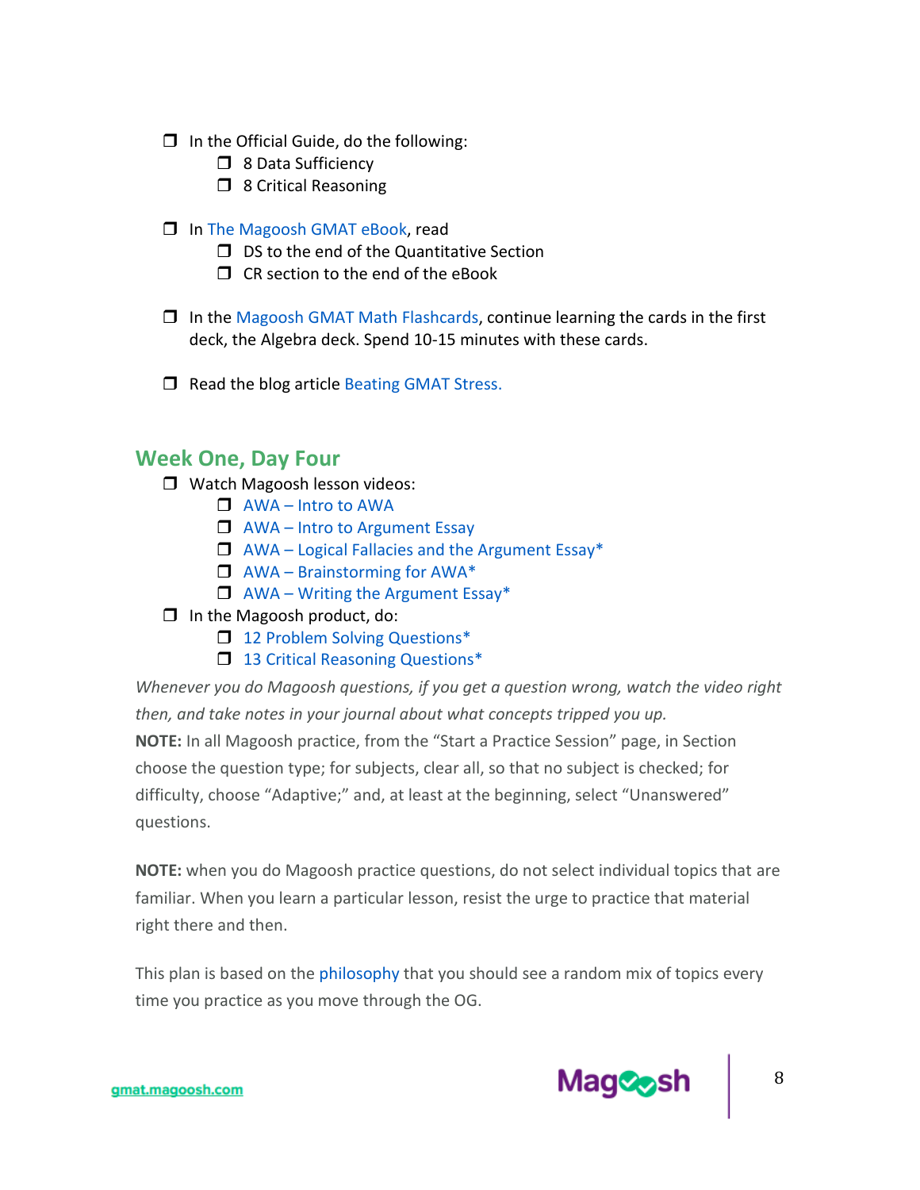- [ ] In the Official Guide, do the following:
  - [ ] 8 Data Sufficiency
  - [ ] 8 Critical Reasoning

- [ ] In The Magoosh GMAT eBook, read
  - [ ] DS to the end of the Quantitative Section
  - [ ] CR section to the end of the eBook

- [ ] In the Magoosh GMAT Math Flashcards, continue learning the cards in the first deck, the Algebra deck. Spend 10-15 minutes with these cards.

- [ ] Read the blog article Beating GMAT Stress.

## Week One, Day Four

- [ ] Watch Magoosh lesson videos:
  - [ ] AWA – Intro to AWA
  - [ ] AWA – Intro to Argument Essay
  - [ ] AWA – Logical Fallacies and the Argument Essay*
  - [ ] AWA – Brainstorming for AWA*
  - [ ] AWA – Writing the Argument Essay*
- [ ] In the Magoosh product, do:
  - [ ] 12 Problem Solving Questions*
  - [ ] 13 Critical Reasoning Questions*

*Whenever you do Magoosh questions, if you get a question wrong, watch the video right then, and take notes in your journal about what concepts tripped you up.*

**NOTE:** In all Magoosh practice, from the "Start a Practice Session" page, in Section choose the question type; for subjects, clear all, so that no subject is checked; for difficulty, choose "Adaptive;" and, at least at the beginning, select "Unanswered" questions.

**NOTE:** when you do Magoosh practice questions, do not select individual topics that are familiar. When you learn a particular lesson, resist the urge to practice that material right there and then.

This plan is based on the philosophy that you should see a random mix of topics every time you practice as you move through the OG.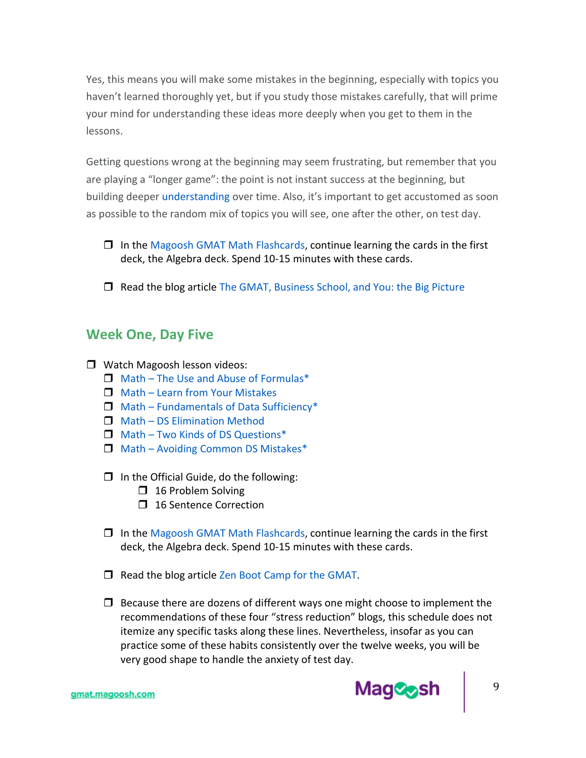Yes, this means you will make some mistakes in the beginning, especially with topics you haven't learned thoroughly yet, but if you study those mistakes carefully, that will prime your mind for understanding these ideas more deeply when you get to them in the lessons.

Getting questions wrong at the beginning may seem frustrating, but remember that you are playing a "longer game": the point is not instant success at the beginning, but building deeper understanding over time. Also, it's important to get accustomed as soon as possible to the random mix of topics you will see, one after the other, on test day.

- ❒ In the Magoosh GMAT Math Flashcards, continue learning the cards in the first deck, the Algebra deck. Spend 10-15 minutes with these cards.
- ❒ Read the blog article The GMAT, Business School, and You: the Big Picture

## Week One, Day Five

- ❒ Watch Magoosh lesson videos:
  - ❒ Math – The Use and Abuse of Formulas*
  - ❒ Math – Learn from Your Mistakes
  - ❒ Math – Fundamentals of Data Sufficiency*
  - ❒ Math – DS Elimination Method
  - ❒ Math – Two Kinds of DS Questions*
  - ❒ Math – Avoiding Common DS Mistakes*
  - ❒ In the Official Guide, do the following:
    - ❒ 16 Problem Solving
    - ❒ 16 Sentence Correction
  - ❒ In the Magoosh GMAT Math Flashcards, continue learning the cards in the first deck, the Algebra deck. Spend 10-15 minutes with these cards.
  - ❒ Read the blog article Zen Boot Camp for the GMAT.
  - ❒ Because there are dozens of different ways one might choose to implement the recommendations of these four "stress reduction" blogs, this schedule does not itemize any specific tasks along these lines. Nevertheless, insofar as you can practice some of these habits consistently over the twelve weeks, you will be very good shape to handle the anxiety of test day.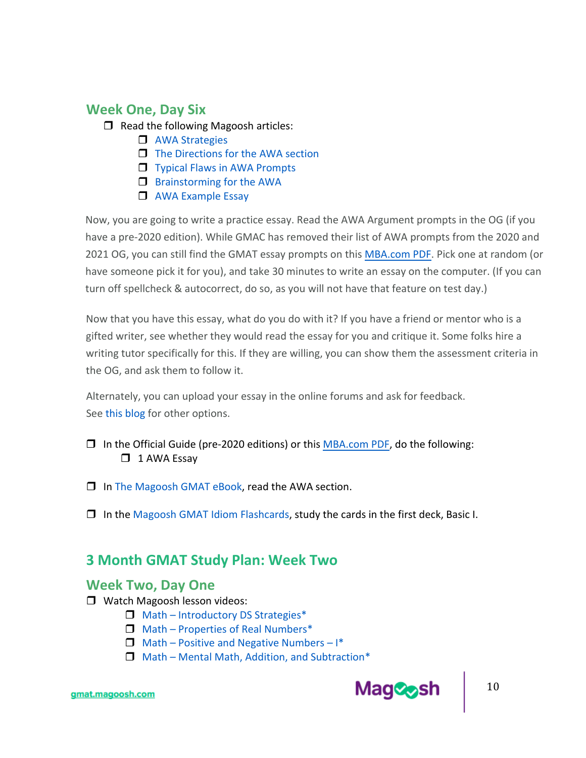## Week One, Day Six

- ❒ Read the following Magoosh articles:
  - ❒ AWA Strategies
  - ❒ The Directions for the AWA section
  - ❒ Typical Flaws in AWA Prompts
  - ❒ Brainstorming for the AWA
  - ❒ AWA Example Essay

Now, you are going to write a practice essay. Read the AWA Argument prompts in the OG (if you have a pre-2020 edition). While GMAC has removed their list of AWA prompts from the 2020 and 2021 OG, you can still find the GMAT essay prompts on this MBA.com PDF. Pick one at random (or have someone pick it for you), and take 30 minutes to write an essay on the computer. (If you can turn off spellcheck & autocorrect, do so, as you will not have that feature on test day.)

Now that you have this essay, what do you do with it? If you have a friend or mentor who is a gifted writer, see whether they would read the essay for you and critique it. Some folks hire a writing tutor specifically for this. If they are willing, you can show them the assessment criteria in the OG, and ask them to follow it.

Alternately, you can upload your essay in the online forums and ask for feedback. See this blog for other options.

- ❒ In the Official Guide (pre-2020 editions) or this MBA.com PDF, do the following:
  - ❒ 1 AWA Essay

- ❒ In The Magoosh GMAT eBook, read the AWA section.

- ❒ In the Magoosh GMAT Idiom Flashcards, study the cards in the first deck, Basic I.

# 3 Month GMAT Study Plan: Week Two

## Week Two, Day One

- ❒ Watch Magoosh lesson videos:
  - ❒ Math – Introductory DS Strategies*
  - ❒ Math – Properties of Real Numbers*
  - ❒ Math – Positive and Negative Numbers – I*
  - ❒ Math – Mental Math, Addition, and Subtraction*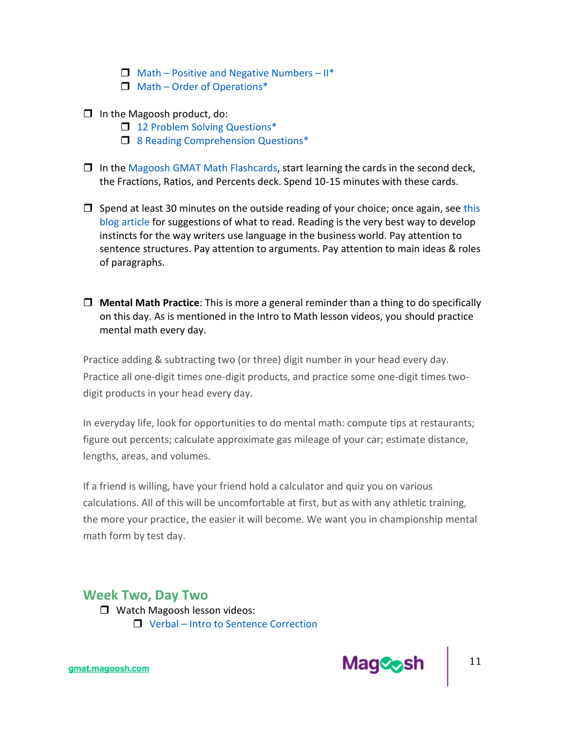- [ ] Math – Positive and Negative Numbers – II*
    - [ ] Math – Order of Operations*

- [ ] In the Magoosh product, do:
    - [ ] 12 Problem Solving Questions*
    - [ ] 8 Reading Comprehension Questions*

- [ ] In the Magoosh GMAT Math Flashcards, start learning the cards in the second deck, the Fractions, Ratios, and Percents deck. Spend 10-15 minutes with these cards.

- [ ] Spend at least 30 minutes on the outside reading of your choice; once again, see this blog article for suggestions of what to read. Reading is the very best way to develop instincts for the way writers use language in the business world. Pay attention to sentence structures. Pay attention to arguments. Pay attention to main ideas & roles of paragraphs.

- [ ] **Mental Math Practice**: This is more a general reminder than a thing to do specifically on this day. As is mentioned in the Intro to Math lesson videos, you should practice mental math every day.

Practice adding & subtracting two (or three) digit number in your head every day. Practice all one-digit times one-digit products, and practice some one-digit times two-digit products in your head every day.

In everyday life, look for opportunities to do mental math: compute tips at restaurants; figure out percents; calculate approximate gas mileage of your car; estimate distance, lengths, areas, and volumes.

If a friend is willing, have your friend hold a calculator and quiz you on various calculations. All of this will be uncomfortable at first, but as with any athletic training, the more your practice, the easier it will become. We want you in championship mental math form by test day.

## Week Two, Day Two

- [ ] Watch Magoosh lesson videos:
    - [ ] Verbal – Intro to Sentence Correction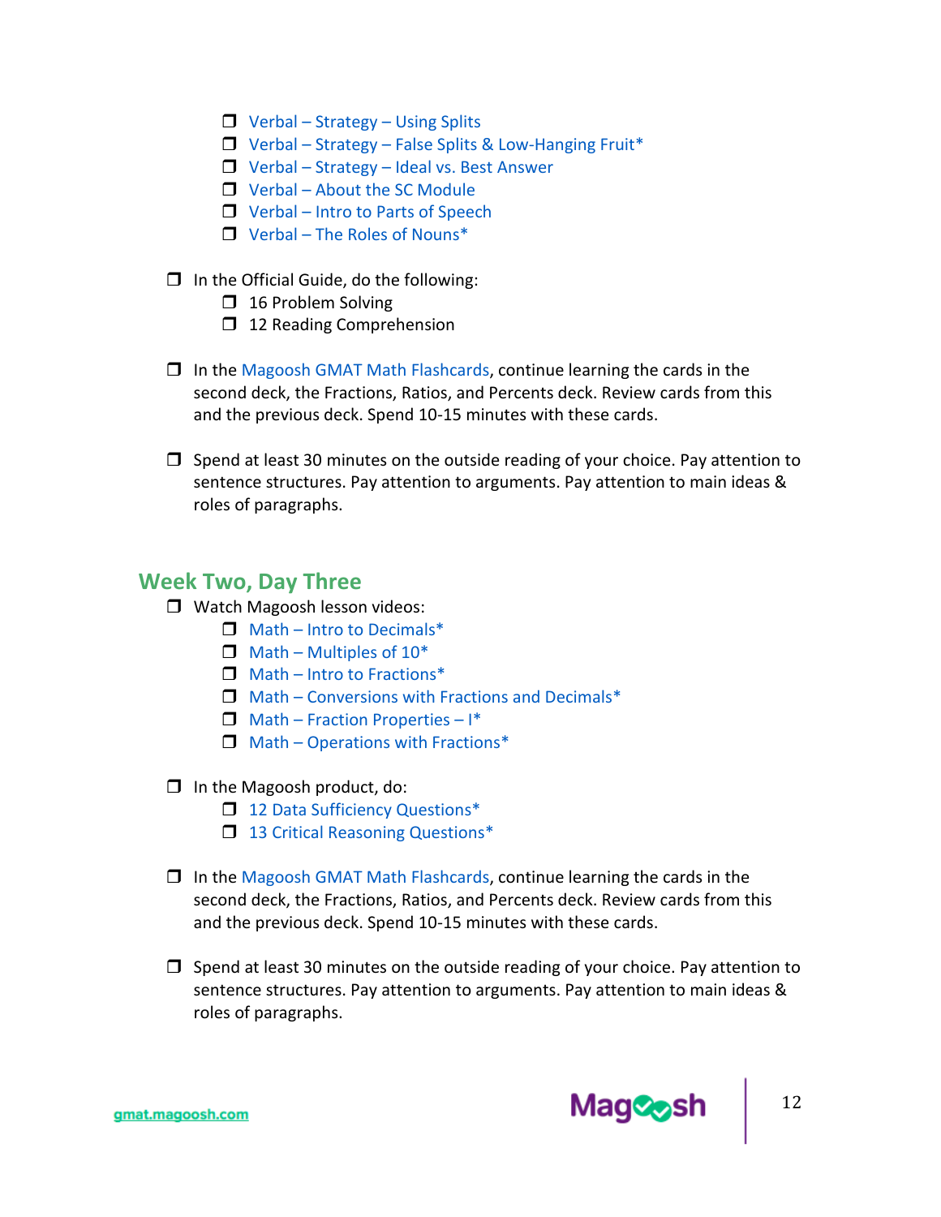- [ ] Verbal – Strategy – Using Splits
- [ ] Verbal – Strategy – False Splits & Low-Hanging Fruit*
- [ ] Verbal – Strategy – Ideal vs. Best Answer
- [ ] Verbal – About the SC Module
- [ ] Verbal – Intro to Parts of Speech
- [ ] Verbal – The Roles of Nouns*

- [ ] In the Official Guide, do the following:
  - [ ] 16 Problem Solving
  - [ ] 12 Reading Comprehension

- [ ] In the Magoosh GMAT Math Flashcards, continue learning the cards in the second deck, the Fractions, Ratios, and Percents deck. Review cards from this and the previous deck. Spend 10-15 minutes with these cards.

- [ ] Spend at least 30 minutes on the outside reading of your choice. Pay attention to sentence structures. Pay attention to arguments. Pay attention to main ideas & roles of paragraphs.

## Week Two, Day Three

- [ ] Watch Magoosh lesson videos:
  - [ ] Math – Intro to Decimals*
  - [ ] Math – Multiples of 10*
  - [ ] Math – Intro to Fractions*
  - [ ] Math – Conversions with Fractions and Decimals*
  - [ ] Math – Fraction Properties – I*
  - [ ] Math – Operations with Fractions*

- [ ] In the Magoosh product, do:
  - [ ] 12 Data Sufficiency Questions*
  - [ ] 13 Critical Reasoning Questions*

- [ ] In the Magoosh GMAT Math Flashcards, continue learning the cards in the second deck, the Fractions, Ratios, and Percents deck. Review cards from this and the previous deck. Spend 10-15 minutes with these cards.

- [ ] Spend at least 30 minutes on the outside reading of your choice. Pay attention to sentence structures. Pay attention to arguments. Pay attention to main ideas & roles of paragraphs.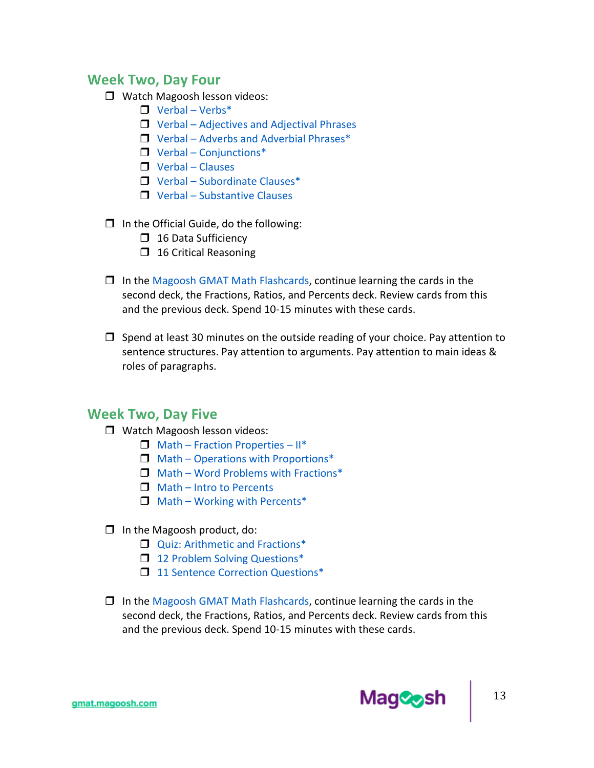## Week Two, Day Four

- [ ] Watch Magoosh lesson videos:
  - [ ] Verbal – Verbs*
  - [ ] Verbal – Adjectives and Adjectival Phrases
  - [ ] Verbal – Adverbs and Adverbial Phrases*
  - [ ] Verbal – Conjunctions*
  - [ ] Verbal – Clauses
  - [ ] Verbal – Subordinate Clauses*
  - [ ] Verbal – Substantive Clauses

- [ ] In the Official Guide, do the following:
  - [ ] 16 Data Sufficiency
  - [ ] 16 Critical Reasoning

- [ ] In the Magoosh GMAT Math Flashcards, continue learning the cards in the second deck, the Fractions, Ratios, and Percents deck. Review cards from this and the previous deck. Spend 10-15 minutes with these cards.

- [ ] Spend at least 30 minutes on the outside reading of your choice. Pay attention to sentence structures. Pay attention to arguments. Pay attention to main ideas & roles of paragraphs.

## Week Two, Day Five

- [ ] Watch Magoosh lesson videos:
  - [ ] Math – Fraction Properties – II*
  - [ ] Math – Operations with Proportions*
  - [ ] Math – Word Problems with Fractions*
  - [ ] Math – Intro to Percents
  - [ ] Math – Working with Percents*

- [ ] In the Magoosh product, do:
  - [ ] Quiz: Arithmetic and Fractions*
  - [ ] 12 Problem Solving Questions*
  - [ ] 11 Sentence Correction Questions*

- [ ] In the Magoosh GMAT Math Flashcards, continue learning the cards in the second deck, the Fractions, Ratios, and Percents deck. Review cards from this and the previous deck. Spend 10-15 minutes with these cards.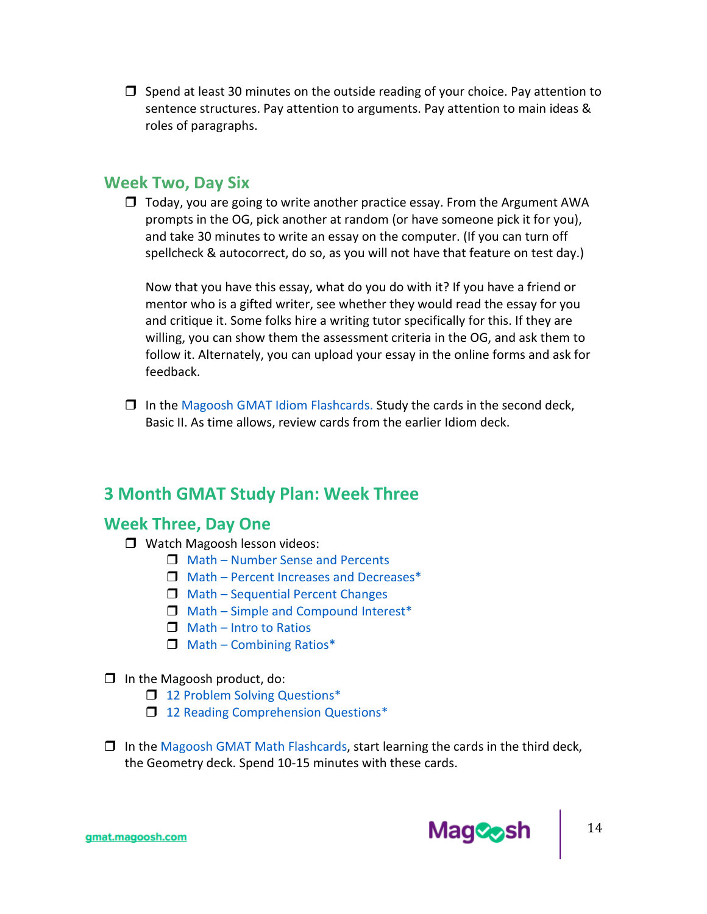- [ ] Spend at least 30 minutes on the outside reading of your choice. Pay attention to sentence structures. Pay attention to arguments. Pay attention to main ideas & roles of paragraphs.

### Week Two, Day Six

- [ ] Today, you are going to write another practice essay. From the Argument AWA prompts in the OG, pick another at random (or have someone pick it for you), and take 30 minutes to write an essay on the computer. (If you can turn off spellcheck & autocorrect, do so, as you will not have that feature on test day.)

  Now that you have this essay, what do you do with it? If you have a friend or mentor who is a gifted writer, see whether they would read the essay for you and critique it. Some folks hire a writing tutor specifically for this. If they are willing, you can show them the assessment criteria in the OG, and ask them to follow it. Alternately, you can upload your essay in the online forms and ask for feedback.

- [ ] In the Magoosh GMAT Idiom Flashcards. Study the cards in the second deck, Basic II. As time allows, review cards from the earlier Idiom deck.

## 3 Month GMAT Study Plan: Week Three

### Week Three, Day One

- [ ] Watch Magoosh lesson videos:
  - [ ] Math – Number Sense and Percents
  - [ ] Math – Percent Increases and Decreases*
  - [ ] Math – Sequential Percent Changes
  - [ ] Math – Simple and Compound Interest*
  - [ ] Math – Intro to Ratios
  - [ ] Math – Combining Ratios*

- [ ] In the Magoosh product, do:
  - [ ] 12 Problem Solving Questions*
  - [ ] 12 Reading Comprehension Questions*

- [ ] In the Magoosh GMAT Math Flashcards, start learning the cards in the third deck, the Geometry deck. Spend 10-15 minutes with these cards.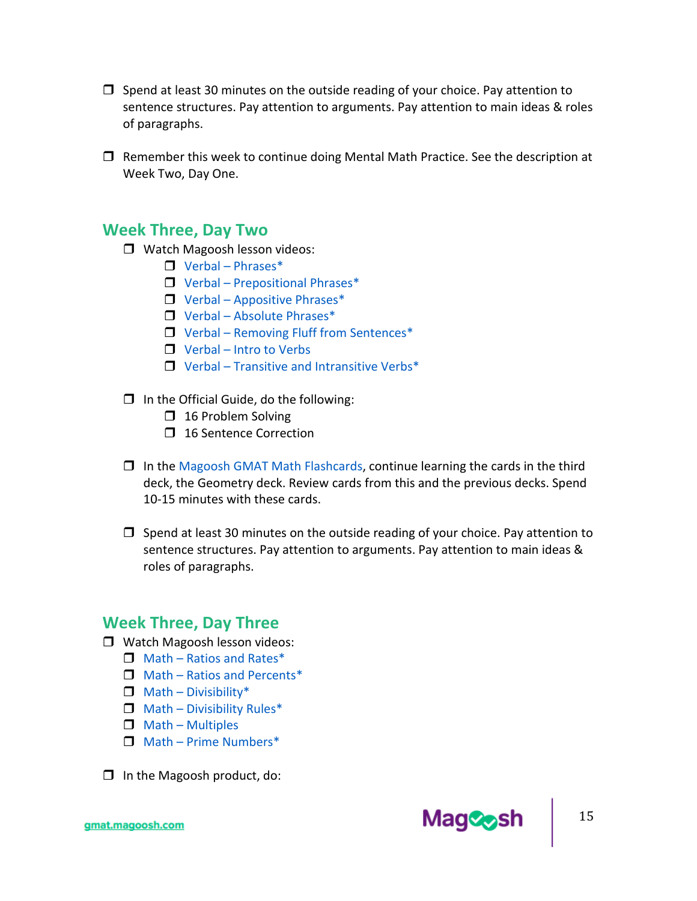- ❒ Spend at least 30 minutes on the outside reading of your choice. Pay attention to sentence structures. Pay attention to arguments. Pay attention to main ideas & roles of paragraphs.

- ❒ Remember this week to continue doing Mental Math Practice. See the description at Week Two, Day One.

## Week Three, Day Two

- ❒ Watch Magoosh lesson videos:
  - ❒ Verbal – Phrases*
  - ❒ Verbal – Prepositional Phrases*
  - ❒ Verbal – Appositive Phrases*
  - ❒ Verbal – Absolute Phrases*
  - ❒ Verbal – Removing Fluff from Sentences*
  - ❒ Verbal – Intro to Verbs
  - ❒ Verbal – Transitive and Intransitive Verbs*

- ❒ In the Official Guide, do the following:
  - ❒ 16 Problem Solving
  - ❒ 16 Sentence Correction

- ❒ In the Magoosh GMAT Math Flashcards, continue learning the cards in the third deck, the Geometry deck. Review cards from this and the previous decks. Spend 10-15 minutes with these cards.

- ❒ Spend at least 30 minutes on the outside reading of your choice. Pay attention to sentence structures. Pay attention to arguments. Pay attention to main ideas & roles of paragraphs.

## Week Three, Day Three

- ❒ Watch Magoosh lesson videos:
  - ❒ Math – Ratios and Rates*
  - ❒ Math – Ratios and Percents*
  - ❒ Math – Divisibility*
  - ❒ Math – Divisibility Rules*
  - ❒ Math – Multiples
  - ❒ Math – Prime Numbers*

- ❒ In the Magoosh product, do: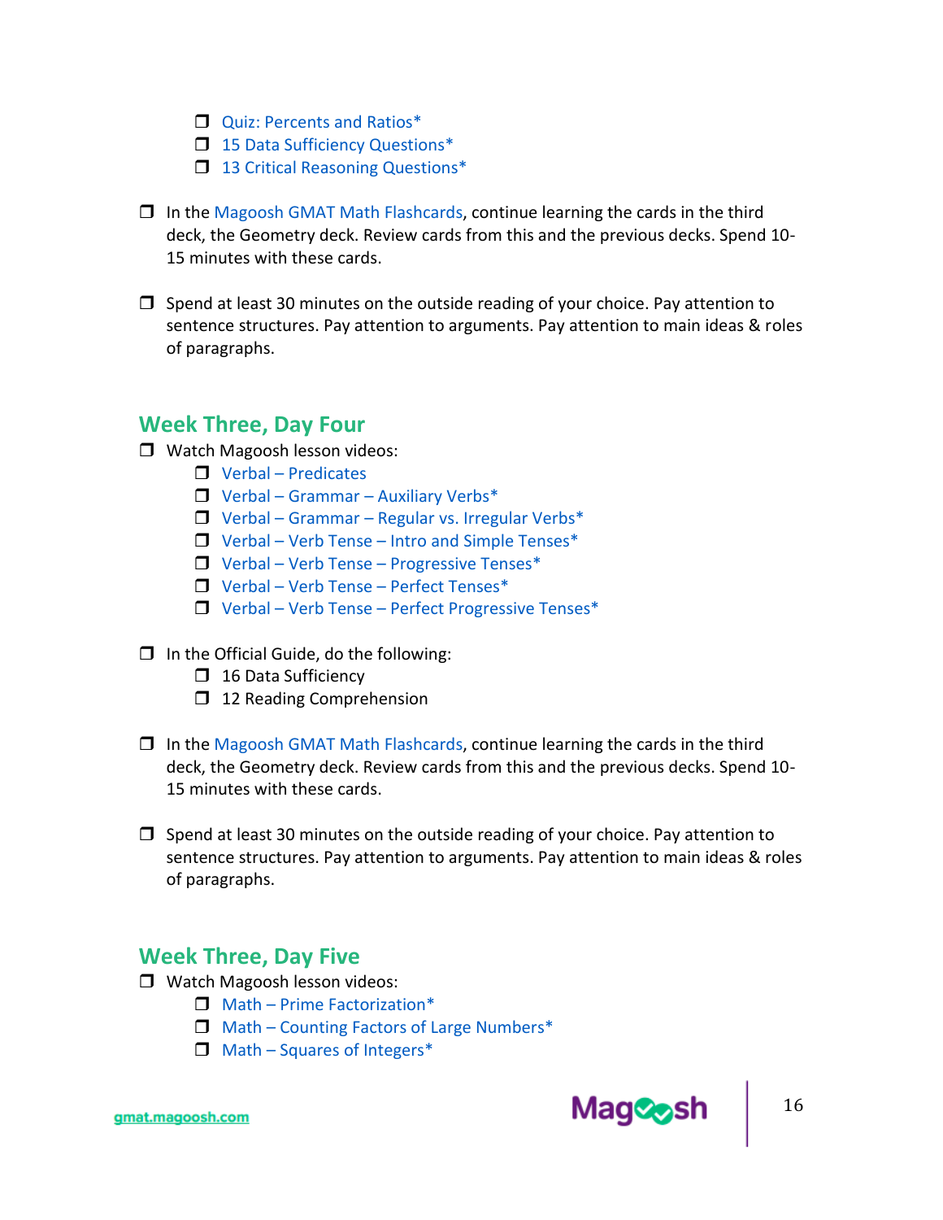- [ ] Quiz: Percents and Ratios*
- [ ] 15 Data Sufficiency Questions*
- [ ] 13 Critical Reasoning Questions*

- [ ] In the Magoosh GMAT Math Flashcards, continue learning the cards in the third deck, the Geometry deck. Review cards from this and the previous decks. Spend 10-15 minutes with these cards.

- [ ] Spend at least 30 minutes on the outside reading of your choice. Pay attention to sentence structures. Pay attention to arguments. Pay attention to main ideas & roles of paragraphs.

## Week Three, Day Four

- [ ] Watch Magoosh lesson videos:
  - [ ] Verbal – Predicates
  - [ ] Verbal – Grammar – Auxiliary Verbs*
  - [ ] Verbal – Grammar – Regular vs. Irregular Verbs*
  - [ ] Verbal – Verb Tense – Intro and Simple Tenses*
  - [ ] Verbal – Verb Tense – Progressive Tenses*
  - [ ] Verbal – Verb Tense – Perfect Tenses*
  - [ ] Verbal – Verb Tense – Perfect Progressive Tenses*

- [ ] In the Official Guide, do the following:
  - [ ] 16 Data Sufficiency
  - [ ] 12 Reading Comprehension

- [ ] In the Magoosh GMAT Math Flashcards, continue learning the cards in the third deck, the Geometry deck. Review cards from this and the previous decks. Spend 10-15 minutes with these cards.

- [ ] Spend at least 30 minutes on the outside reading of your choice. Pay attention to sentence structures. Pay attention to arguments. Pay attention to main ideas & roles of paragraphs.

## Week Three, Day Five

- [ ] Watch Magoosh lesson videos:
  - [ ] Math – Prime Factorization*
  - [ ] Math – Counting Factors of Large Numbers*
  - [ ] Math – Squares of Integers*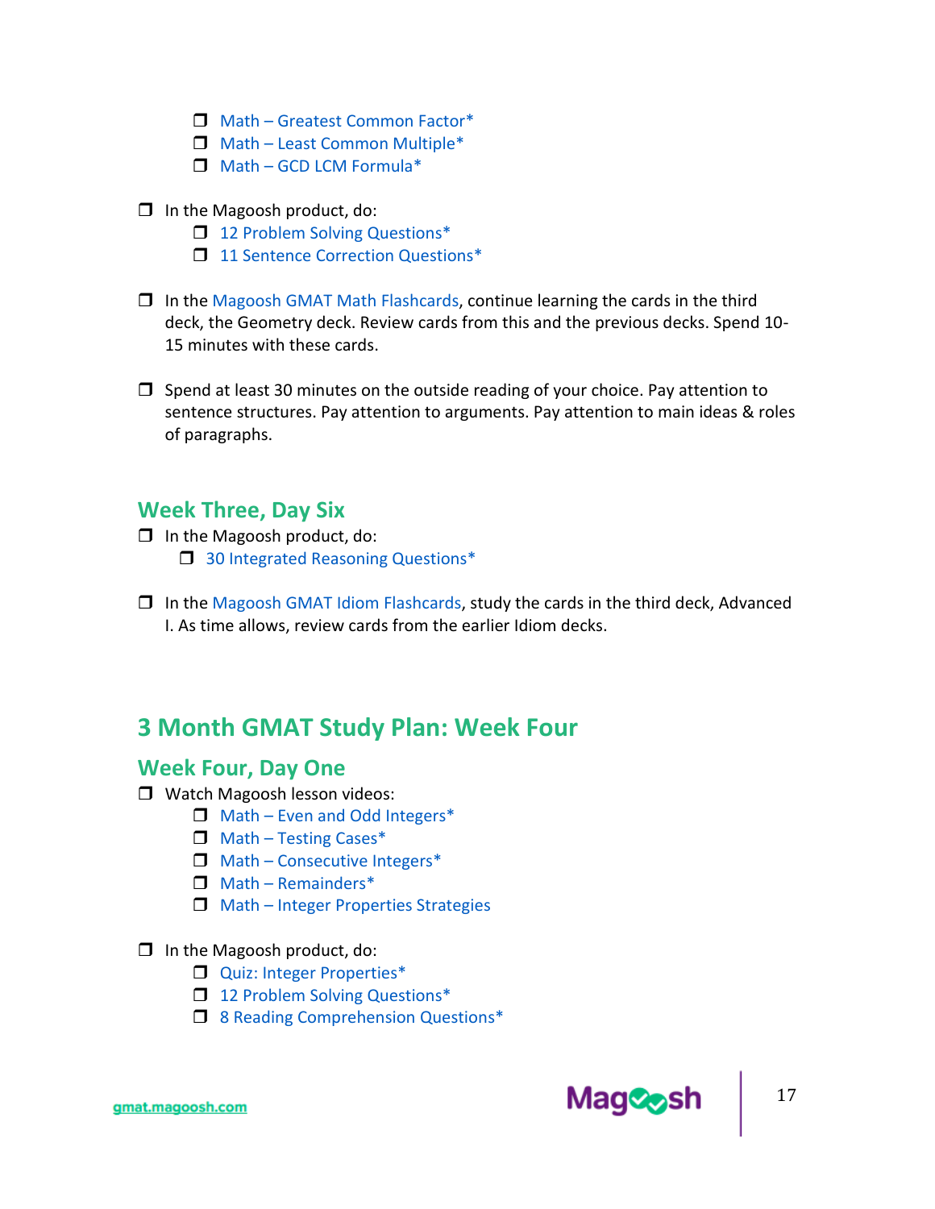- ❒ Math – Greatest Common Factor*
    - ❒ Math – Least Common Multiple*
    - ❒ Math – GCD LCM Formula*

- ❒ In the Magoosh product, do:
    - ❒ 12 Problem Solving Questions*
    - ❒ 11 Sentence Correction Questions*

- ❒ In the Magoosh GMAT Math Flashcards, continue learning the cards in the third deck, the Geometry deck. Review cards from this and the previous decks. Spend 10-15 minutes with these cards.

- ❒ Spend at least 30 minutes on the outside reading of your choice. Pay attention to sentence structures. Pay attention to arguments. Pay attention to main ideas & roles of paragraphs.

### Week Three, Day Six

- ❒ In the Magoosh product, do:
    - ❒ 30 Integrated Reasoning Questions*

- ❒ In the Magoosh GMAT Idiom Flashcards, study the cards in the third deck, Advanced I. As time allows, review cards from the earlier Idiom decks.

## 3 Month GMAT Study Plan: Week Four

### Week Four, Day One

- ❒ Watch Magoosh lesson videos:
    - ❒ Math – Even and Odd Integers*
    - ❒ Math – Testing Cases*
    - ❒ Math – Consecutive Integers*
    - ❒ Math – Remainders*
    - ❒ Math – Integer Properties Strategies

- ❒ In the Magoosh product, do:
    - ❒ Quiz: Integer Properties*
    - ❒ 12 Problem Solving Questions*
    - ❒ 8 Reading Comprehension Questions*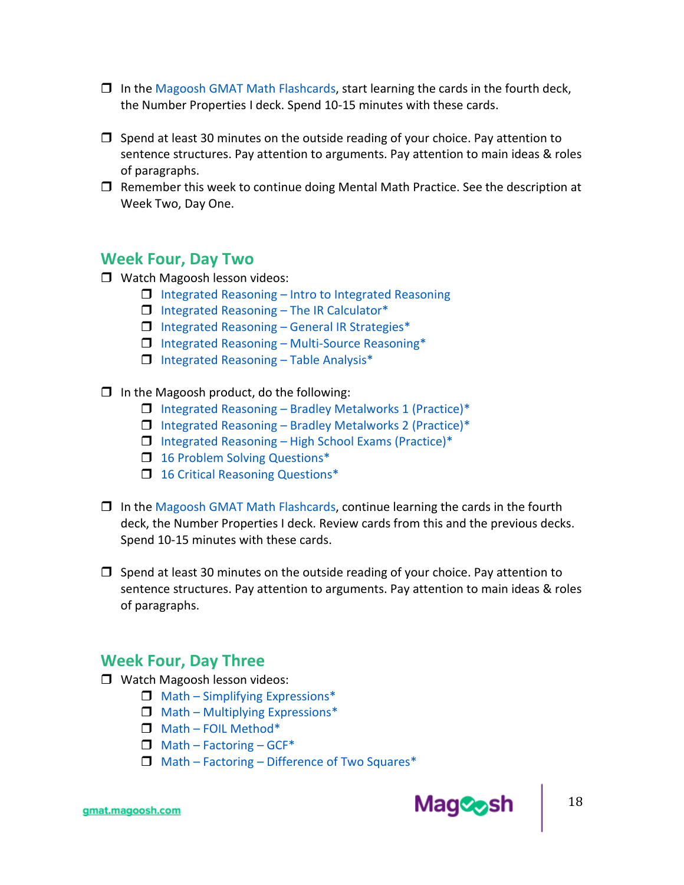- ❒ In the Magoosh GMAT Math Flashcards, start learning the cards in the fourth deck, the Number Properties I deck. Spend 10-15 minutes with these cards.

- ❒ Spend at least 30 minutes on the outside reading of your choice. Pay attention to sentence structures. Pay attention to arguments. Pay attention to main ideas & roles of paragraphs.
- ❒ Remember this week to continue doing Mental Math Practice. See the description at Week Two, Day One.

## Week Four, Day Two

- ❒ Watch Magoosh lesson videos:
  - ❒ Integrated Reasoning – Intro to Integrated Reasoning
  - ❒ Integrated Reasoning – The IR Calculator*
  - ❒ Integrated Reasoning – General IR Strategies*
  - ❒ Integrated Reasoning – Multi-Source Reasoning*
  - ❒ Integrated Reasoning – Table Analysis*

- ❒ In the Magoosh product, do the following:
  - ❒ Integrated Reasoning – Bradley Metalworks 1 (Practice)*
  - ❒ Integrated Reasoning – Bradley Metalworks 2 (Practice)*
  - ❒ Integrated Reasoning – High School Exams (Practice)*
  - ❒ 16 Problem Solving Questions*
  - ❒ 16 Critical Reasoning Questions*

- ❒ In the Magoosh GMAT Math Flashcards, continue learning the cards in the fourth deck, the Number Properties I deck. Review cards from this and the previous decks. Spend 10-15 minutes with these cards.

- ❒ Spend at least 30 minutes on the outside reading of your choice. Pay attention to sentence structures. Pay attention to arguments. Pay attention to main ideas & roles of paragraphs.

## Week Four, Day Three

- ❒ Watch Magoosh lesson videos:
  - ❒ Math – Simplifying Expressions*
  - ❒ Math – Multiplying Expressions*
  - ❒ Math – FOIL Method*
  - ❒ Math – Factoring – GCF*
  - ❒ Math – Factoring – Difference of Two Squares*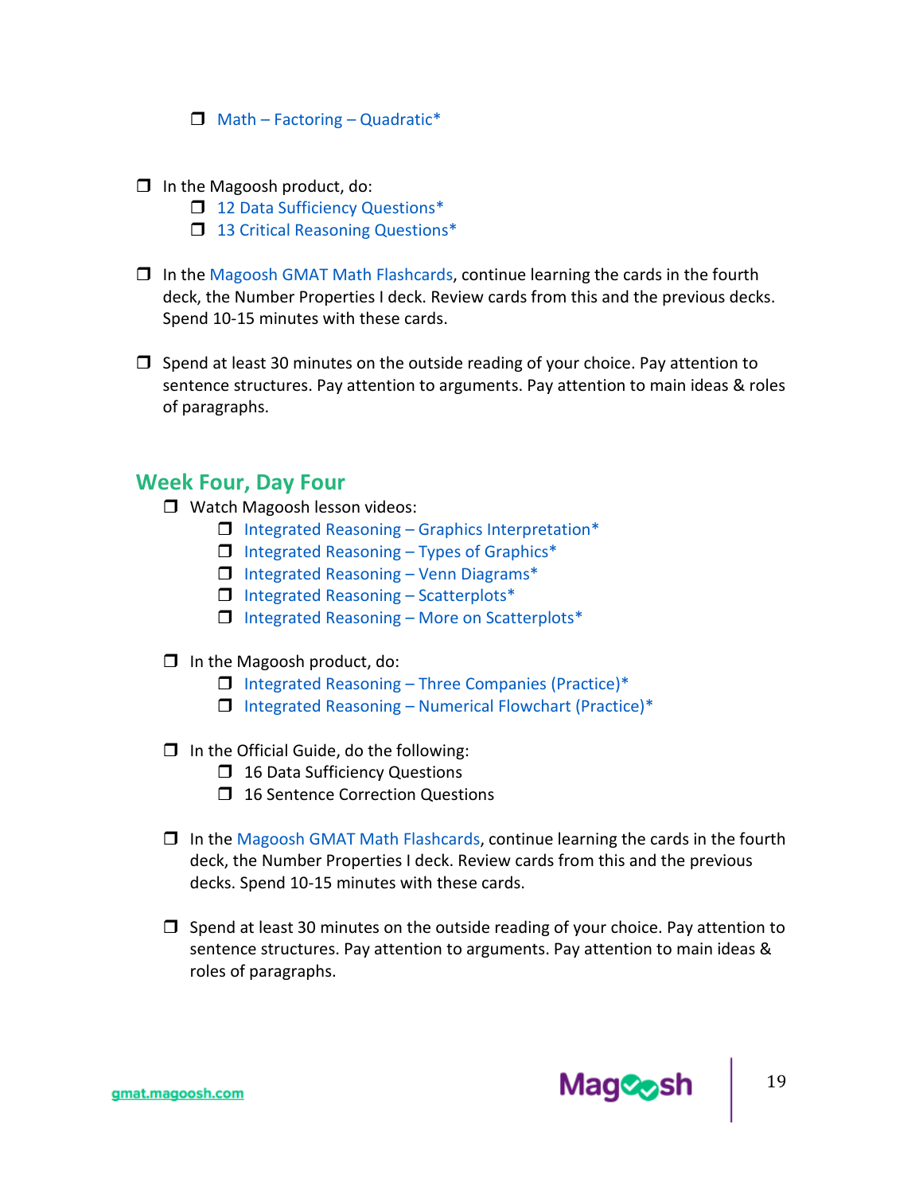- ❒ Math – Factoring – Quadratic*

❒ In the Magoosh product, do:
- ❒ 12 Data Sufficiency Questions*
- ❒ 13 Critical Reasoning Questions*

❒ In the Magoosh GMAT Math Flashcards, continue learning the cards in the fourth deck, the Number Properties I deck. Review cards from this and the previous decks. Spend 10-15 minutes with these cards.

❒ Spend at least 30 minutes on the outside reading of your choice. Pay attention to sentence structures. Pay attention to arguments. Pay attention to main ideas & roles of paragraphs.

## Week Four, Day Four

❒ Watch Magoosh lesson videos:
- ❒ Integrated Reasoning – Graphics Interpretation*
- ❒ Integrated Reasoning – Types of Graphics*
- ❒ Integrated Reasoning – Venn Diagrams*
- ❒ Integrated Reasoning – Scatterplots*
- ❒ Integrated Reasoning – More on Scatterplots*

❒ In the Magoosh product, do:
- ❒ Integrated Reasoning – Three Companies (Practice)*
- ❒ Integrated Reasoning – Numerical Flowchart (Practice)*

❒ In the Official Guide, do the following:
- ❒ 16 Data Sufficiency Questions
- ❒ 16 Sentence Correction Questions

❒ In the Magoosh GMAT Math Flashcards, continue learning the cards in the fourth deck, the Number Properties I deck. Review cards from this and the previous decks. Spend 10-15 minutes with these cards.

❒ Spend at least 30 minutes on the outside reading of your choice. Pay attention to sentence structures. Pay attention to arguments. Pay attention to main ideas & roles of paragraphs.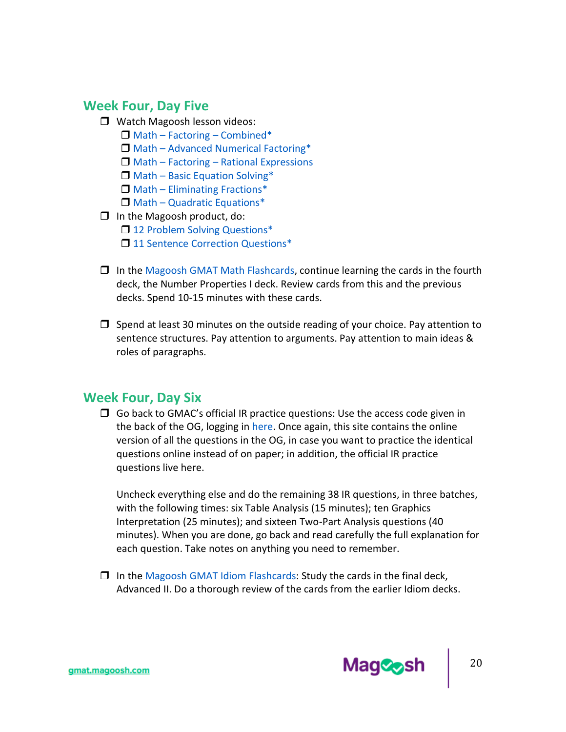## Week Four, Day Five

- ❐ Watch Magoosh lesson videos:
  - ❐ Math – Factoring – Combined*
  - ❐ Math – Advanced Numerical Factoring*
  - ❐ Math – Factoring – Rational Expressions
  - ❐ Math – Basic Equation Solving*
  - ❐ Math – Eliminating Fractions*
  - ❐ Math – Quadratic Equations*
- ❐ In the Magoosh product, do:
  - ❐ 12 Problem Solving Questions*
  - ❐ 11 Sentence Correction Questions*

- ❐ In the Magoosh GMAT Math Flashcards, continue learning the cards in the fourth deck, the Number Properties I deck. Review cards from this and the previous decks. Spend 10-15 minutes with these cards.

- ❐ Spend at least 30 minutes on the outside reading of your choice. Pay attention to sentence structures. Pay attention to arguments. Pay attention to main ideas & roles of paragraphs.

## Week Four, Day Six

- ❐ Go back to GMAC's official IR practice questions: Use the access code given in the back of the OG, logging in here. Once again, this site contains the online version of all the questions in the OG, in case you want to practice the identical questions online instead of on paper; in addition, the official IR practice questions live here.

  Uncheck everything else and do the remaining 38 IR questions, in three batches, with the following times: six Table Analysis (15 minutes); ten Graphics Interpretation (25 minutes); and sixteen Two-Part Analysis questions (40 minutes). When you are done, go back and read carefully the full explanation for each question. Take notes on anything you need to remember.

- ❐ In the Magoosh GMAT Idiom Flashcards: Study the cards in the final deck, Advanced II. Do a thorough review of the cards from the earlier Idiom decks.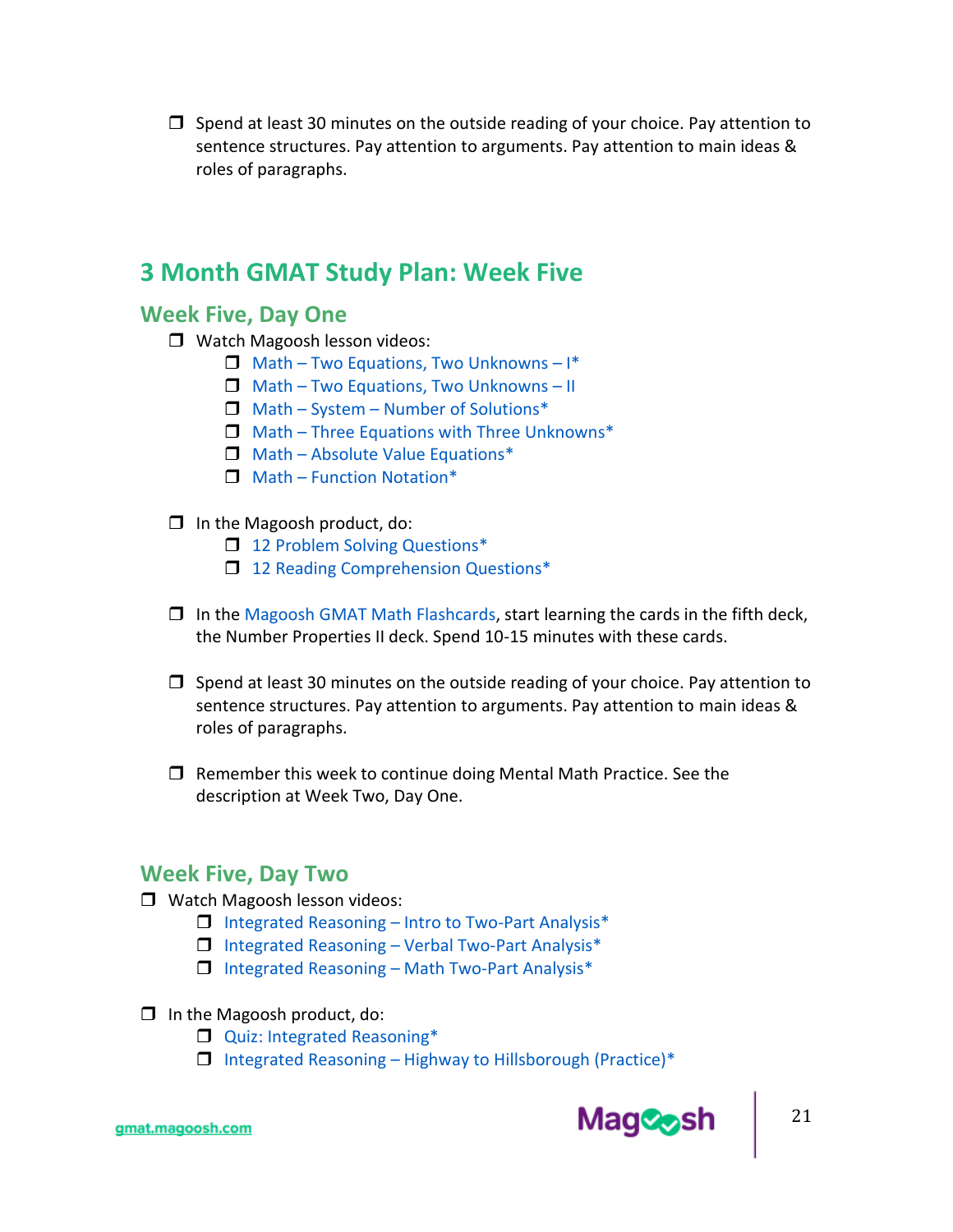- [ ] Spend at least 30 minutes on the outside reading of your choice. Pay attention to sentence structures. Pay attention to arguments. Pay attention to main ideas & roles of paragraphs.

## 3 Month GMAT Study Plan: Week Five

### Week Five, Day One

- [ ] Watch Magoosh lesson videos:
  - [ ] Math – Two Equations, Two Unknowns – I*
  - [ ] Math – Two Equations, Two Unknowns – II
  - [ ] Math – System – Number of Solutions*
  - [ ] Math – Three Equations with Three Unknowns*
  - [ ] Math – Absolute Value Equations*
  - [ ] Math – Function Notation*

- [ ] In the Magoosh product, do:
  - [ ] 12 Problem Solving Questions*
  - [ ] 12 Reading Comprehension Questions*

- [ ] In the Magoosh GMAT Math Flashcards, start learning the cards in the fifth deck, the Number Properties II deck. Spend 10-15 minutes with these cards.

- [ ] Spend at least 30 minutes on the outside reading of your choice. Pay attention to sentence structures. Pay attention to arguments. Pay attention to main ideas & roles of paragraphs.

- [ ] Remember this week to continue doing Mental Math Practice. See the description at Week Two, Day One.

### Week Five, Day Two

- [ ] Watch Magoosh lesson videos:
  - [ ] Integrated Reasoning – Intro to Two-Part Analysis*
  - [ ] Integrated Reasoning – Verbal Two-Part Analysis*
  - [ ] Integrated Reasoning – Math Two-Part Analysis*

- [ ] In the Magoosh product, do:
  - [ ] Quiz: Integrated Reasoning*
  - [ ] Integrated Reasoning – Highway to Hillsborough (Practice)*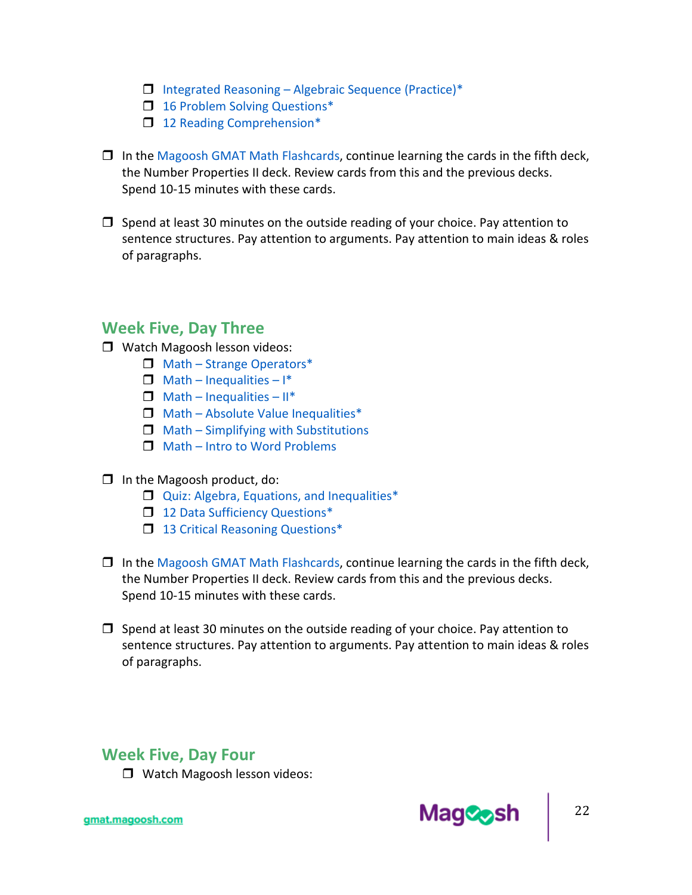- [ ] Integrated Reasoning – Algebraic Sequence (Practice)*
   - [ ] 16 Problem Solving Questions*
   - [ ] 12 Reading Comprehension*

- [ ] In the Magoosh GMAT Math Flashcards, continue learning the cards in the fifth deck, the Number Properties II deck. Review cards from this and the previous decks. Spend 10-15 minutes with these cards.

- [ ] Spend at least 30 minutes on the outside reading of your choice. Pay attention to sentence structures. Pay attention to arguments. Pay attention to main ideas & roles of paragraphs.

## Week Five, Day Three

- [ ] Watch Magoosh lesson videos:
   - [ ] Math – Strange Operators*
   - [ ] Math – Inequalities – I*
   - [ ] Math – Inequalities – II*
   - [ ] Math – Absolute Value Inequalities*
   - [ ] Math – Simplifying with Substitutions
   - [ ] Math – Intro to Word Problems

- [ ] In the Magoosh product, do:
   - [ ] Quiz: Algebra, Equations, and Inequalities*
   - [ ] 12 Data Sufficiency Questions*
   - [ ] 13 Critical Reasoning Questions*

- [ ] In the Magoosh GMAT Math Flashcards, continue learning the cards in the fifth deck, the Number Properties II deck. Review cards from this and the previous decks. Spend 10-15 minutes with these cards.

- [ ] Spend at least 30 minutes on the outside reading of your choice. Pay attention to sentence structures. Pay attention to arguments. Pay attention to main ideas & roles of paragraphs.

## Week Five, Day Four

- [ ] Watch Magoosh lesson videos: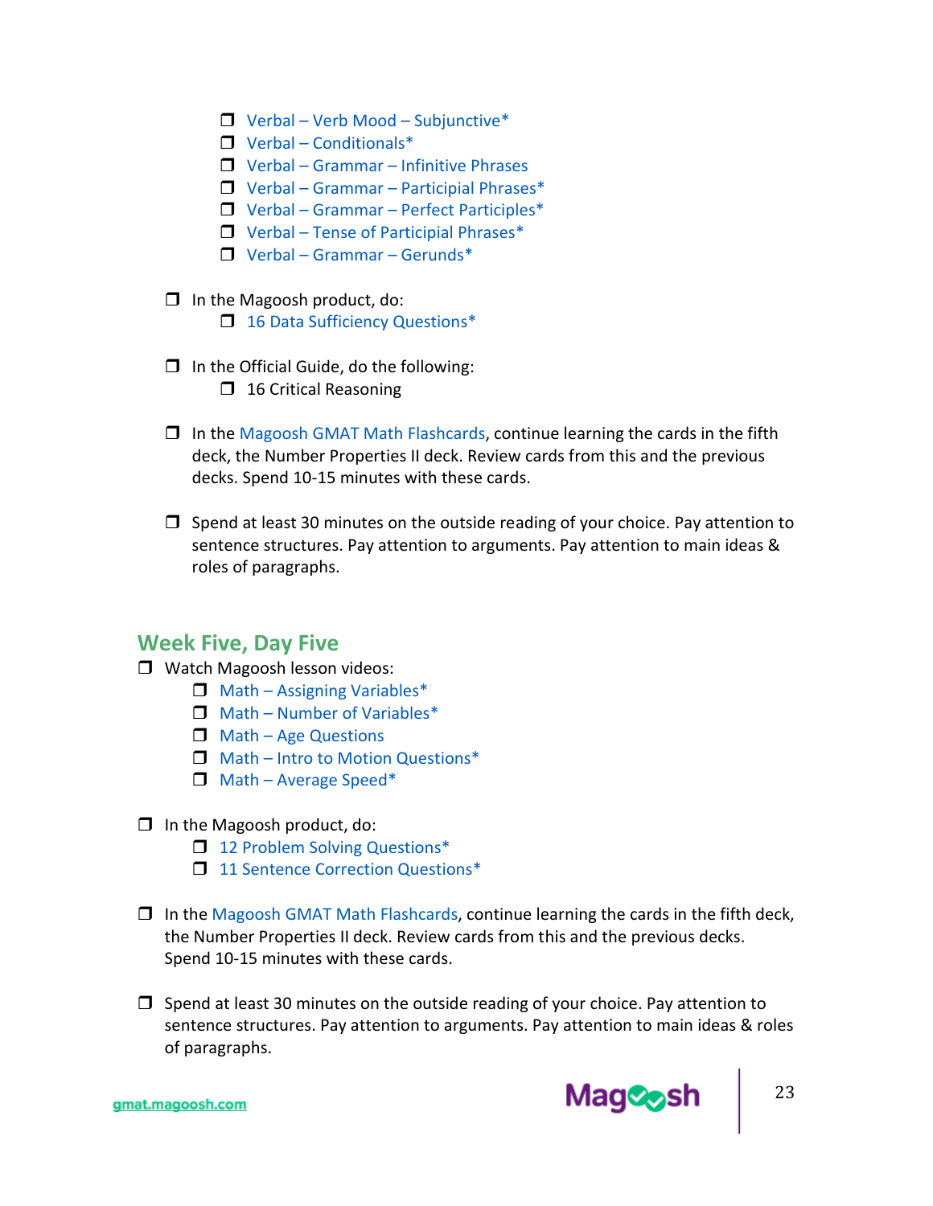- ❒ Verbal – Verb Mood – Subjunctive*
  - ❒ Verbal – Conditionals*
  - ❒ Verbal – Grammar – Infinitive Phrases
  - ❒ Verbal – Grammar – Participial Phrases*
  - ❒ Verbal – Grammar – Perfect Participles*
  - ❒ Verbal – Tense of Participial Phrases*
  - ❒ Verbal – Grammar – Gerunds*

- ❒ In the Magoosh product, do:
  - ❒ 16 Data Sufficiency Questions*

- ❒ In the Official Guide, do the following:
  - ❒ 16 Critical Reasoning

- ❒ In the Magoosh GMAT Math Flashcards, continue learning the cards in the fifth deck, the Number Properties II deck. Review cards from this and the previous decks. Spend 10-15 minutes with these cards.

- ❒ Spend at least 30 minutes on the outside reading of your choice. Pay attention to sentence structures. Pay attention to arguments. Pay attention to main ideas & roles of paragraphs.

## Week Five, Day Five

- ❒ Watch Magoosh lesson videos:
  - ❒ Math – Assigning Variables*
  - ❒ Math – Number of Variables*
  - ❒ Math – Age Questions
  - ❒ Math – Intro to Motion Questions*
  - ❒ Math – Average Speed*

- ❒ In the Magoosh product, do:
  - ❒ 12 Problem Solving Questions*
  - ❒ 11 Sentence Correction Questions*

- ❒ In the Magoosh GMAT Math Flashcards, continue learning the cards in the fifth deck, the Number Properties II deck. Review cards from this and the previous decks. Spend 10-15 minutes with these cards.

- ❒ Spend at least 30 minutes on the outside reading of your choice. Pay attention to sentence structures. Pay attention to arguments. Pay attention to main ideas & roles of paragraphs.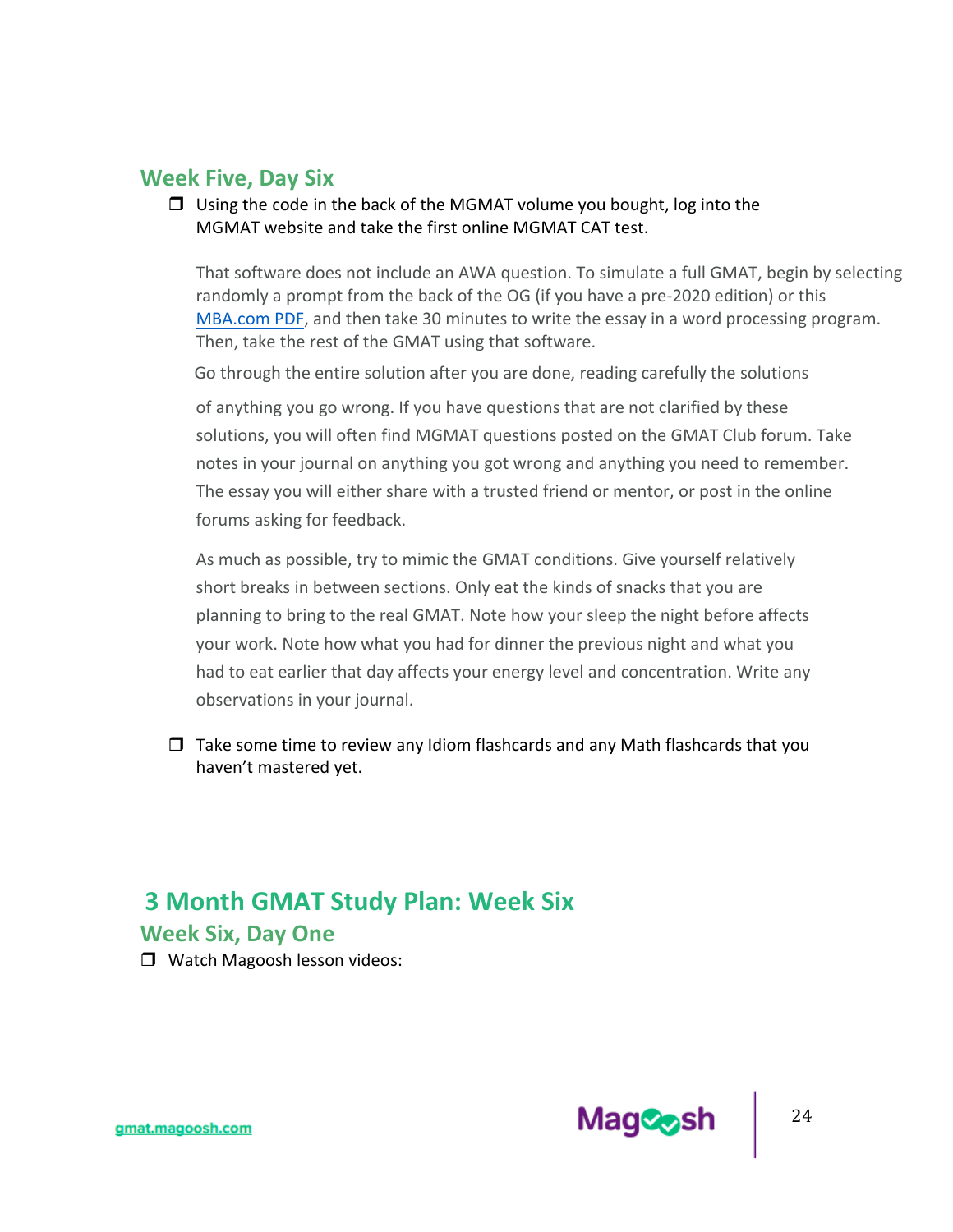### Week Five, Day Six

- ❒ Using the code in the back of the MGMAT volume you bought, log into the MGMAT website and take the first online MGMAT CAT test.

  That software does not include an AWA question. To simulate a full GMAT, begin by selecting randomly a prompt from the back of the OG (if you have a pre-2020 edition) or this MBA.com PDF, and then take 30 minutes to write the essay in a word processing program. Then, take the rest of the GMAT using that software.

  Go through the entire solution after you are done, reading carefully the solutions of anything you go wrong. If you have questions that are not clarified by these solutions, you will often find MGMAT questions posted on the GMAT Club forum. Take notes in your journal on anything you got wrong and anything you need to remember. The essay you will either share with a trusted friend or mentor, or post in the online forums asking for feedback.

  As much as possible, try to mimic the GMAT conditions. Give yourself relatively short breaks in between sections. Only eat the kinds of snacks that you are planning to bring to the real GMAT. Note how your sleep the night before affects your work. Note how what you had for dinner the previous night and what you had to eat earlier that day affects your energy level and concentration. Write any observations in your journal.

- ❒ Take some time to review any Idiom flashcards and any Math flashcards that you haven't mastered yet.

## 3 Month GMAT Study Plan: Week Six

### Week Six, Day One

- ❒ Watch Magoosh lesson videos: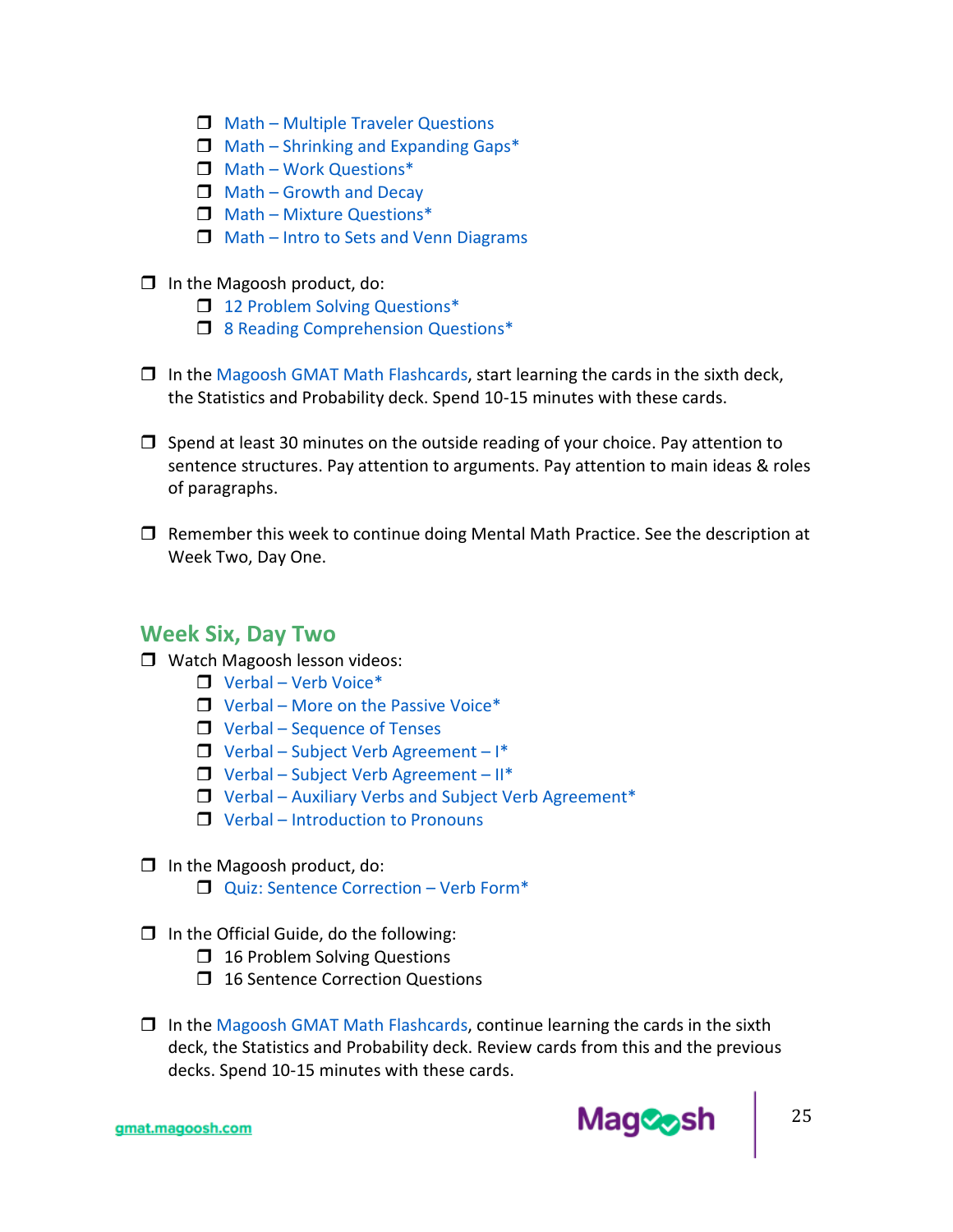- ❒ Math – Multiple Traveler Questions
- ❒ Math – Shrinking and Expanding Gaps*
- ❒ Math – Work Questions*
- ❒ Math – Growth and Decay
- ❒ Math – Mixture Questions*
- ❒ Math – Intro to Sets and Venn Diagrams

❒ In the Magoosh product, do:

- ❒ 12 Problem Solving Questions*
- ❒ 8 Reading Comprehension Questions*

❒ In the Magoosh GMAT Math Flashcards, start learning the cards in the sixth deck, the Statistics and Probability deck. Spend 10-15 minutes with these cards.

❒ Spend at least 30 minutes on the outside reading of your choice. Pay attention to sentence structures. Pay attention to arguments. Pay attention to main ideas & roles of paragraphs.

❒ Remember this week to continue doing Mental Math Practice. See the description at Week Two, Day One.

## Week Six, Day Two

❒ Watch Magoosh lesson videos:

- ❒ Verbal – Verb Voice*
- ❒ Verbal – More on the Passive Voice*
- ❒ Verbal – Sequence of Tenses
- ❒ Verbal – Subject Verb Agreement – I*
- ❒ Verbal – Subject Verb Agreement – II*
- ❒ Verbal – Auxiliary Verbs and Subject Verb Agreement*
- ❒ Verbal – Introduction to Pronouns

❒ In the Magoosh product, do:

- ❒ Quiz: Sentence Correction – Verb Form*

❒ In the Official Guide, do the following:

- ❒ 16 Problem Solving Questions
- ❒ 16 Sentence Correction Questions

❒ In the Magoosh GMAT Math Flashcards, continue learning the cards in the sixth deck, the Statistics and Probability deck. Review cards from this and the previous decks. Spend 10-15 minutes with these cards.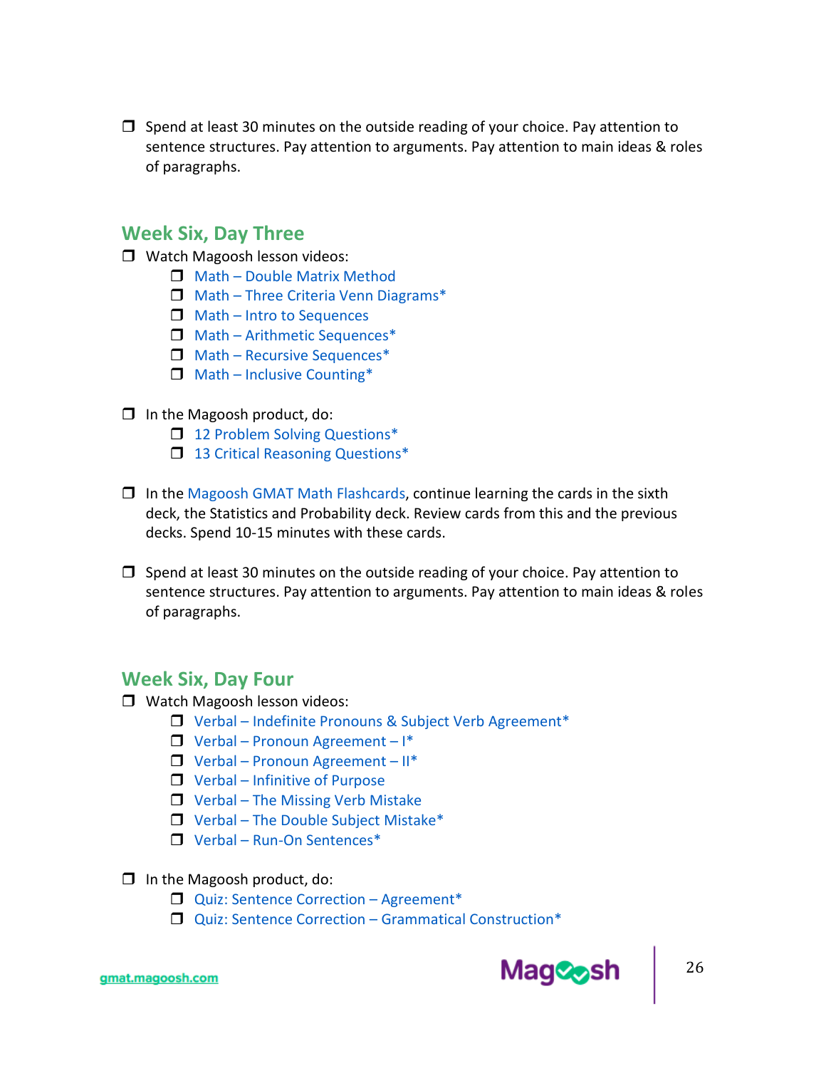- [ ] Spend at least 30 minutes on the outside reading of your choice. Pay attention to sentence structures. Pay attention to arguments. Pay attention to main ideas & roles of paragraphs.

## Week Six, Day Three

- [ ] Watch Magoosh lesson videos:
    - [ ] Math – Double Matrix Method
    - [ ] Math – Three Criteria Venn Diagrams*
    - [ ] Math – Intro to Sequences
    - [ ] Math – Arithmetic Sequences*
    - [ ] Math – Recursive Sequences*
    - [ ] Math – Inclusive Counting*

- [ ] In the Magoosh product, do:
    - [ ] 12 Problem Solving Questions*
    - [ ] 13 Critical Reasoning Questions*

- [ ] In the Magoosh GMAT Math Flashcards, continue learning the cards in the sixth deck, the Statistics and Probability deck. Review cards from this and the previous decks. Spend 10-15 minutes with these cards.

- [ ] Spend at least 30 minutes on the outside reading of your choice. Pay attention to sentence structures. Pay attention to arguments. Pay attention to main ideas & roles of paragraphs.

## Week Six, Day Four

- [ ] Watch Magoosh lesson videos:
    - [ ] Verbal – Indefinite Pronouns & Subject Verb Agreement*
    - [ ] Verbal – Pronoun Agreement – I*
    - [ ] Verbal – Pronoun Agreement – II*
    - [ ] Verbal – Infinitive of Purpose
    - [ ] Verbal – The Missing Verb Mistake
    - [ ] Verbal – The Double Subject Mistake*
    - [ ] Verbal – Run-On Sentences*

- [ ] In the Magoosh product, do:
    - [ ] Quiz: Sentence Correction – Agreement*
    - [ ] Quiz: Sentence Correction – Grammatical Construction*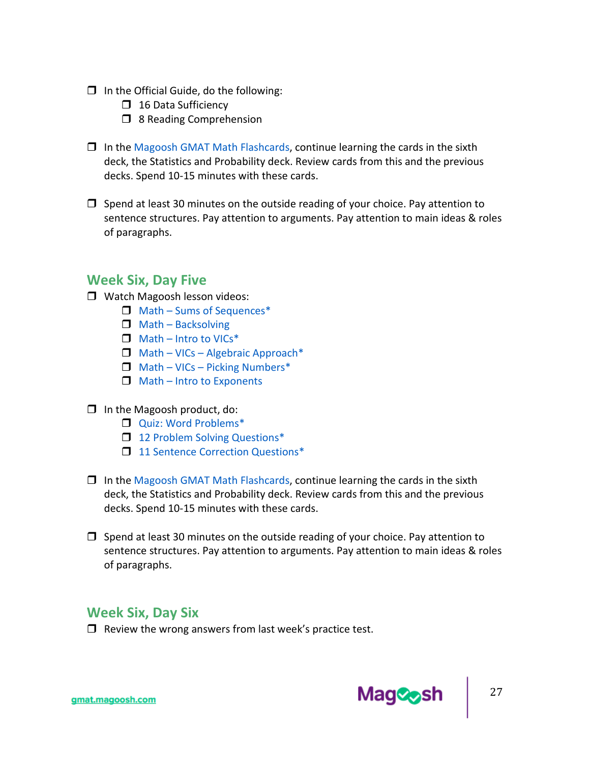- ❒ In the Official Guide, do the following:
  - ❒ 16 Data Sufficiency
  - ❒ 8 Reading Comprehension

- ❒ In the Magoosh GMAT Math Flashcards, continue learning the cards in the sixth deck, the Statistics and Probability deck. Review cards from this and the previous decks. Spend 10-15 minutes with these cards.

- ❒ Spend at least 30 minutes on the outside reading of your choice. Pay attention to sentence structures. Pay attention to arguments. Pay attention to main ideas & roles of paragraphs.

## Week Six, Day Five

- ❒ Watch Magoosh lesson videos:
  - ❒ Math – Sums of Sequences*
  - ❒ Math – Backsolving
  - ❒ Math – Intro to VICs*
  - ❒ Math – VICs – Algebraic Approach*
  - ❒ Math – VICs – Picking Numbers*
  - ❒ Math – Intro to Exponents

- ❒ In the Magoosh product, do:
  - ❒ Quiz: Word Problems*
  - ❒ 12 Problem Solving Questions*
  - ❒ 11 Sentence Correction Questions*

- ❒ In the Magoosh GMAT Math Flashcards, continue learning the cards in the sixth deck, the Statistics and Probability deck. Review cards from this and the previous decks. Spend 10-15 minutes with these cards.

- ❒ Spend at least 30 minutes on the outside reading of your choice. Pay attention to sentence structures. Pay attention to arguments. Pay attention to main ideas & roles of paragraphs.

## Week Six, Day Six

- ❒ Review the wrong answers from last week's practice test.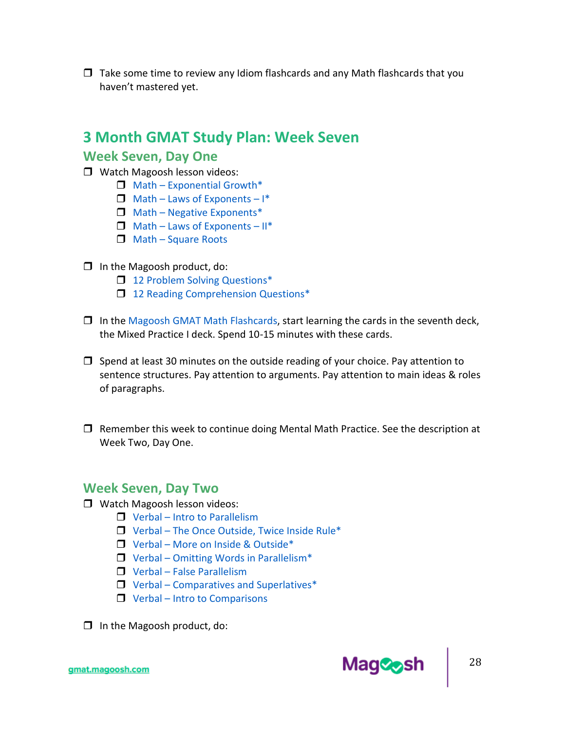- [ ] Take some time to review any Idiom flashcards and any Math flashcards that you haven't mastered yet.

## 3 Month GMAT Study Plan: Week Seven

### Week Seven, Day One

- [ ] Watch Magoosh lesson videos:
  - [ ] Math – Exponential Growth*
  - [ ] Math – Laws of Exponents – I*
  - [ ] Math – Negative Exponents*
  - [ ] Math – Laws of Exponents – II*
  - [ ] Math – Square Roots

- [ ] In the Magoosh product, do:
  - [ ] 12 Problem Solving Questions*
  - [ ] 12 Reading Comprehension Questions*

- [ ] In the Magoosh GMAT Math Flashcards, start learning the cards in the seventh deck, the Mixed Practice I deck. Spend 10-15 minutes with these cards.

- [ ] Spend at least 30 minutes on the outside reading of your choice. Pay attention to sentence structures. Pay attention to arguments. Pay attention to main ideas & roles of paragraphs.

- [ ] Remember this week to continue doing Mental Math Practice. See the description at Week Two, Day One.

### Week Seven, Day Two

- [ ] Watch Magoosh lesson videos:
  - [ ] Verbal – Intro to Parallelism
  - [ ] Verbal – The Once Outside, Twice Inside Rule*
  - [ ] Verbal – More on Inside & Outside*
  - [ ] Verbal – Omitting Words in Parallelism*
  - [ ] Verbal – False Parallelism
  - [ ] Verbal – Comparatives and Superlatives*
  - [ ] Verbal – Intro to Comparisons

- [ ] In the Magoosh product, do: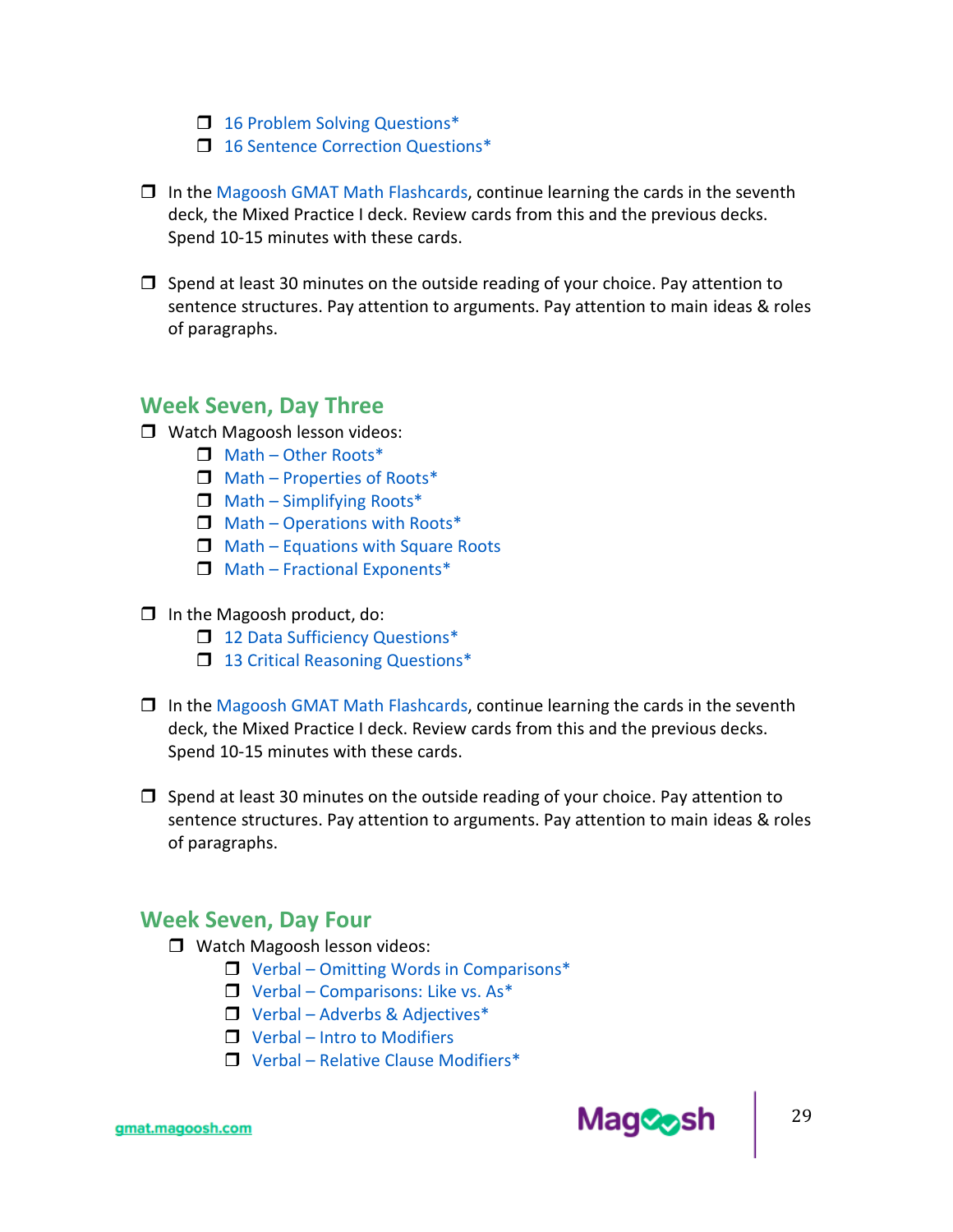- ❒ 16 Problem Solving Questions*
- ❒ 16 Sentence Correction Questions*

❒ In the Magoosh GMAT Math Flashcards, continue learning the cards in the seventh deck, the Mixed Practice I deck. Review cards from this and the previous decks. Spend 10-15 minutes with these cards.

❒ Spend at least 30 minutes on the outside reading of your choice. Pay attention to sentence structures. Pay attention to arguments. Pay attention to main ideas & roles of paragraphs.

## Week Seven, Day Three

❒ Watch Magoosh lesson videos:

- ❒ Math – Other Roots*
- ❒ Math – Properties of Roots*
- ❒ Math – Simplifying Roots*
- ❒ Math – Operations with Roots*
- ❒ Math – Equations with Square Roots
- ❒ Math – Fractional Exponents*

❒ In the Magoosh product, do:

- ❒ 12 Data Sufficiency Questions*
- ❒ 13 Critical Reasoning Questions*

❒ In the Magoosh GMAT Math Flashcards, continue learning the cards in the seventh deck, the Mixed Practice I deck. Review cards from this and the previous decks. Spend 10-15 minutes with these cards.

❒ Spend at least 30 minutes on the outside reading of your choice. Pay attention to sentence structures. Pay attention to arguments. Pay attention to main ideas & roles of paragraphs.

## Week Seven, Day Four

❒ Watch Magoosh lesson videos:

- ❒ Verbal – Omitting Words in Comparisons*
- ❒ Verbal – Comparisons: Like vs. As*
- ❒ Verbal – Adverbs & Adjectives*
- ❒ Verbal – Intro to Modifiers
- ❒ Verbal – Relative Clause Modifiers*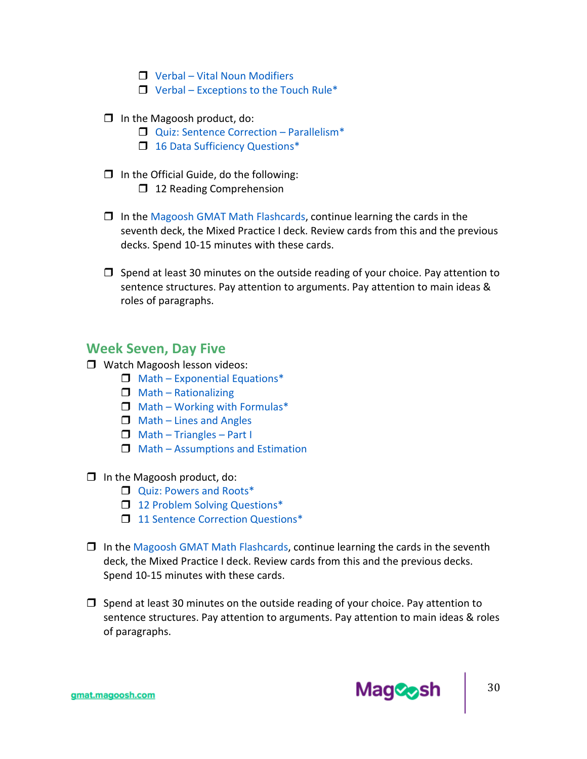- [ ] Verbal – Vital Noun Modifiers
  - [ ] Verbal – Exceptions to the Touch Rule*

- [ ] In the Magoosh product, do:
  - [ ] Quiz: Sentence Correction – Parallelism*
  - [ ] 16 Data Sufficiency Questions*

- [ ] In the Official Guide, do the following:
  - [ ] 12 Reading Comprehension

- [ ] In the Magoosh GMAT Math Flashcards, continue learning the cards in the seventh deck, the Mixed Practice I deck. Review cards from this and the previous decks. Spend 10-15 minutes with these cards.

- [ ] Spend at least 30 minutes on the outside reading of your choice. Pay attention to sentence structures. Pay attention to arguments. Pay attention to main ideas & roles of paragraphs.

## Week Seven, Day Five

- [ ] Watch Magoosh lesson videos:
  - [ ] Math – Exponential Equations*
  - [ ] Math – Rationalizing
  - [ ] Math – Working with Formulas*
  - [ ] Math – Lines and Angles
  - [ ] Math – Triangles – Part I
  - [ ] Math – Assumptions and Estimation

- [ ] In the Magoosh product, do:
  - [ ] Quiz: Powers and Roots*
  - [ ] 12 Problem Solving Questions*
  - [ ] 11 Sentence Correction Questions*

- [ ] In the Magoosh GMAT Math Flashcards, continue learning the cards in the seventh deck, the Mixed Practice I deck. Review cards from this and the previous decks. Spend 10-15 minutes with these cards.

- [ ] Spend at least 30 minutes on the outside reading of your choice. Pay attention to sentence structures. Pay attention to arguments. Pay attention to main ideas & roles of paragraphs.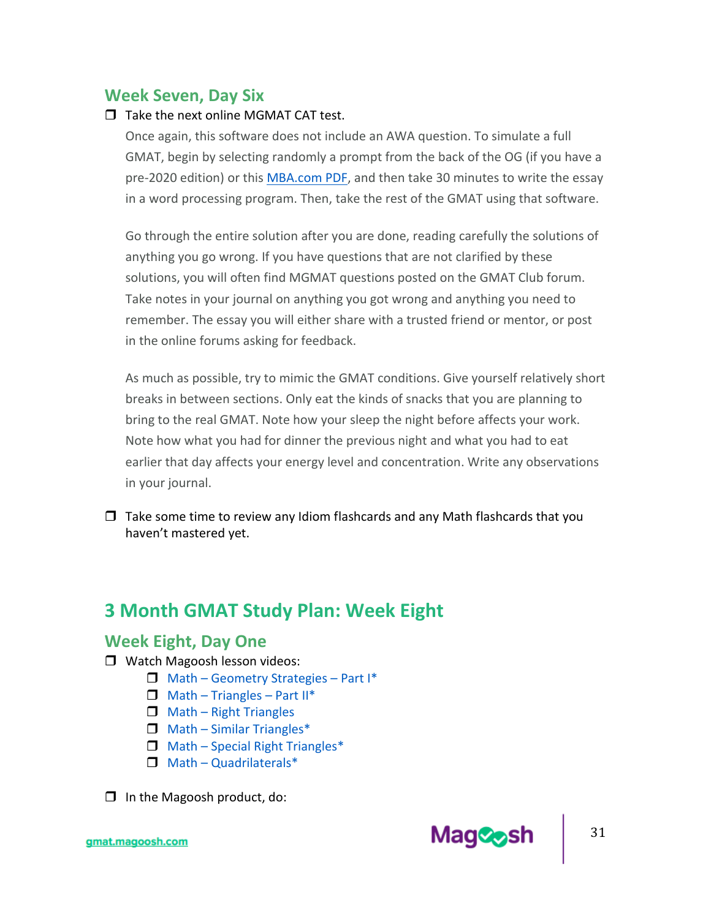### Week Seven, Day Six

- [ ] Take the next online MGMAT CAT test.

  Once again, this software does not include an AWA question. To simulate a full GMAT, begin by selecting randomly a prompt from the back of the OG (if you have a pre-2020 edition) or this MBA.com PDF, and then take 30 minutes to write the essay in a word processing program. Then, take the rest of the GMAT using that software.

  Go through the entire solution after you are done, reading carefully the solutions of anything you go wrong. If you have questions that are not clarified by these solutions, you will often find MGMAT questions posted on the GMAT Club forum. Take notes in your journal on anything you got wrong and anything you need to remember. The essay you will either share with a trusted friend or mentor, or post in the online forums asking for feedback.

  As much as possible, try to mimic the GMAT conditions. Give yourself relatively short breaks in between sections. Only eat the kinds of snacks that you are planning to bring to the real GMAT. Note how your sleep the night before affects your work. Note how what you had for dinner the previous night and what you had to eat earlier that day affects your energy level and concentration. Write any observations in your journal.

- [ ] Take some time to review any Idiom flashcards and any Math flashcards that you haven't mastered yet.

## 3 Month GMAT Study Plan: Week Eight

### Week Eight, Day One

- [ ] Watch Magoosh lesson videos:
  - [ ] Math – Geometry Strategies – Part I*
  - [ ] Math – Triangles – Part II*
  - [ ] Math – Right Triangles
  - [ ] Math – Similar Triangles*
  - [ ] Math – Special Right Triangles*
  - [ ] Math – Quadrilaterals*

- [ ] In the Magoosh product, do: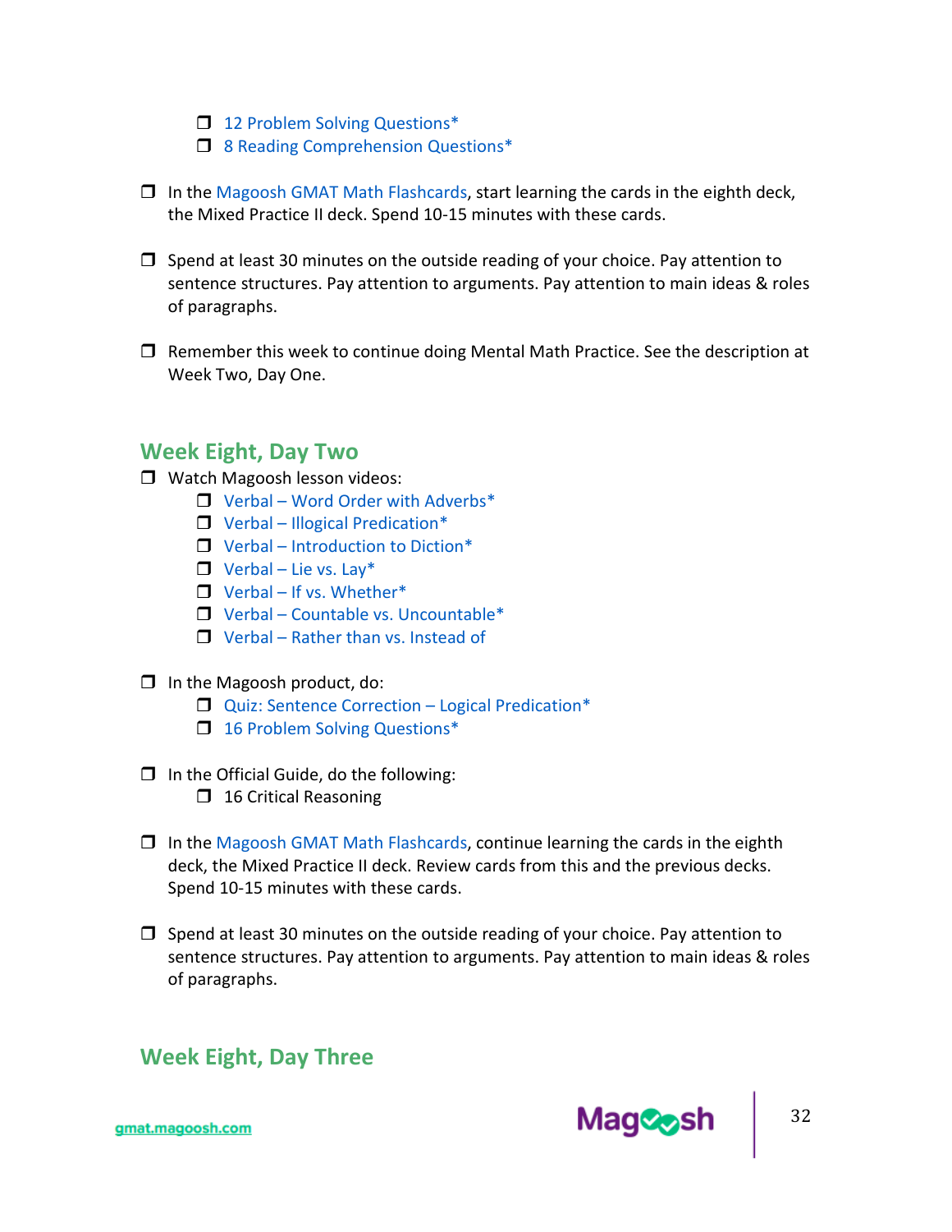- ❒ 12 Problem Solving Questions*
  - ❒ 8 Reading Comprehension Questions*

- ❒ In the Magoosh GMAT Math Flashcards, start learning the cards in the eighth deck, the Mixed Practice II deck. Spend 10-15 minutes with these cards.

- ❒ Spend at least 30 minutes on the outside reading of your choice. Pay attention to sentence structures. Pay attention to arguments. Pay attention to main ideas & roles of paragraphs.

- ❒ Remember this week to continue doing Mental Math Practice. See the description at Week Two, Day One.

## Week Eight, Day Two

- ❒ Watch Magoosh lesson videos:
  - ❒ Verbal – Word Order with Adverbs*
  - ❒ Verbal – Illogical Predication*
  - ❒ Verbal – Introduction to Diction*
  - ❒ Verbal – Lie vs. Lay*
  - ❒ Verbal – If vs. Whether*
  - ❒ Verbal – Countable vs. Uncountable*
  - ❒ Verbal – Rather than vs. Instead of

- ❒ In the Magoosh product, do:
  - ❒ Quiz: Sentence Correction – Logical Predication*
  - ❒ 16 Problem Solving Questions*

- ❒ In the Official Guide, do the following:
  - ❒ 16 Critical Reasoning

- ❒ In the Magoosh GMAT Math Flashcards, continue learning the cards in the eighth deck, the Mixed Practice II deck. Review cards from this and the previous decks. Spend 10-15 minutes with these cards.

- ❒ Spend at least 30 minutes on the outside reading of your choice. Pay attention to sentence structures. Pay attention to arguments. Pay attention to main ideas & roles of paragraphs.

## Week Eight, Day Three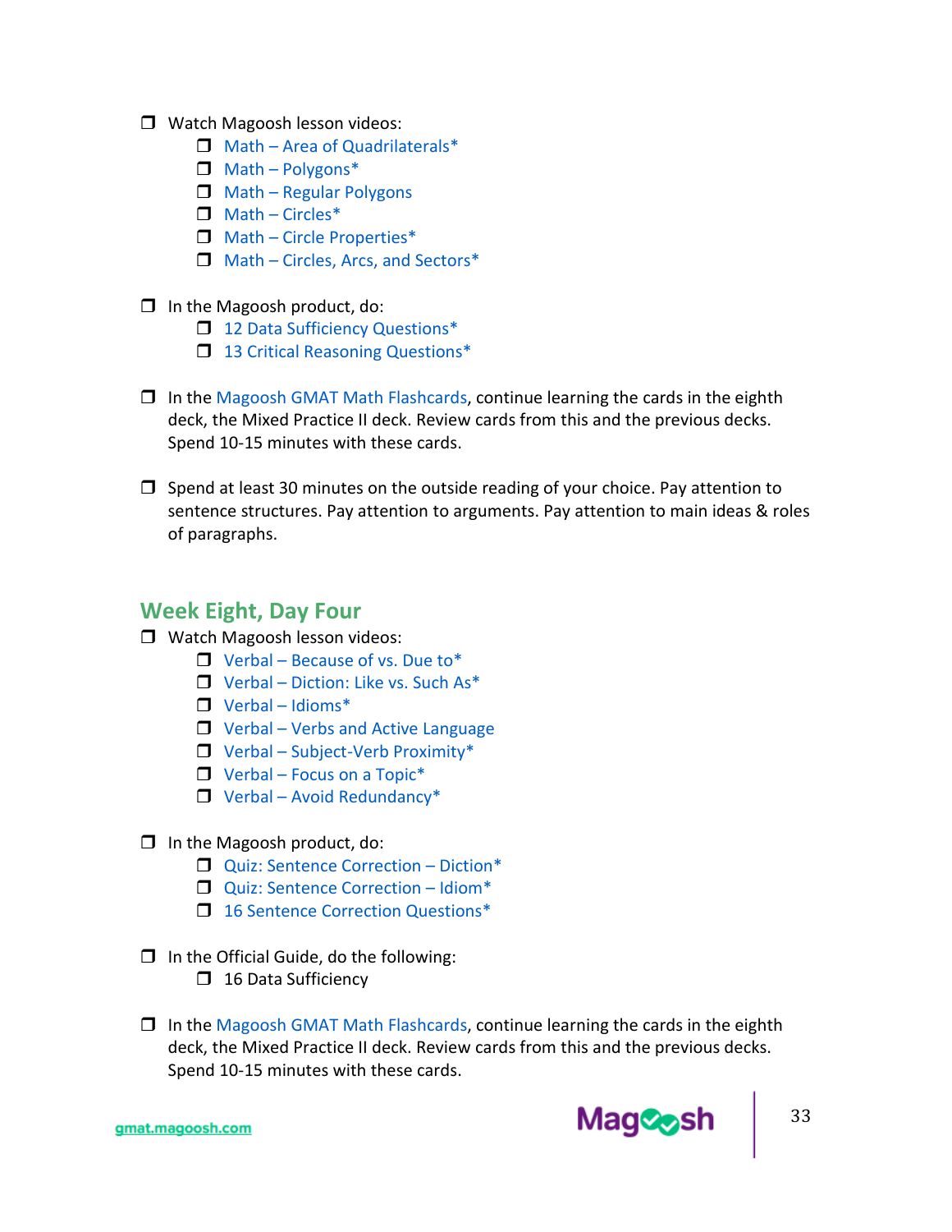- ❒ Watch Magoosh lesson videos:
  - ❒ Math – Area of Quadrilaterals*
  - ❒ Math – Polygons*
  - ❒ Math – Regular Polygons
  - ❒ Math – Circles*
  - ❒ Math – Circle Properties*
  - ❒ Math – Circles, Arcs, and Sectors*

- ❒ In the Magoosh product, do:
  - ❒ 12 Data Sufficiency Questions*
  - ❒ 13 Critical Reasoning Questions*

- ❒ In the Magoosh GMAT Math Flashcards, continue learning the cards in the eighth deck, the Mixed Practice II deck. Review cards from this and the previous decks. Spend 10-15 minutes with these cards.

- ❒ Spend at least 30 minutes on the outside reading of your choice. Pay attention to sentence structures. Pay attention to arguments. Pay attention to main ideas & roles of paragraphs.

## Week Eight, Day Four

- ❒ Watch Magoosh lesson videos:
  - ❒ Verbal – Because of vs. Due to*
  - ❒ Verbal – Diction: Like vs. Such As*
  - ❒ Verbal – Idioms*
  - ❒ Verbal – Verbs and Active Language
  - ❒ Verbal – Subject-Verb Proximity*
  - ❒ Verbal – Focus on a Topic*
  - ❒ Verbal – Avoid Redundancy*

- ❒ In the Magoosh product, do:
  - ❒ Quiz: Sentence Correction – Diction*
  - ❒ Quiz: Sentence Correction – Idiom*
  - ❒ 16 Sentence Correction Questions*

- ❒ In the Official Guide, do the following:
  - ❒ 16 Data Sufficiency

- ❒ In the Magoosh GMAT Math Flashcards, continue learning the cards in the eighth deck, the Mixed Practice II deck. Review cards from this and the previous decks. Spend 10-15 minutes with these cards.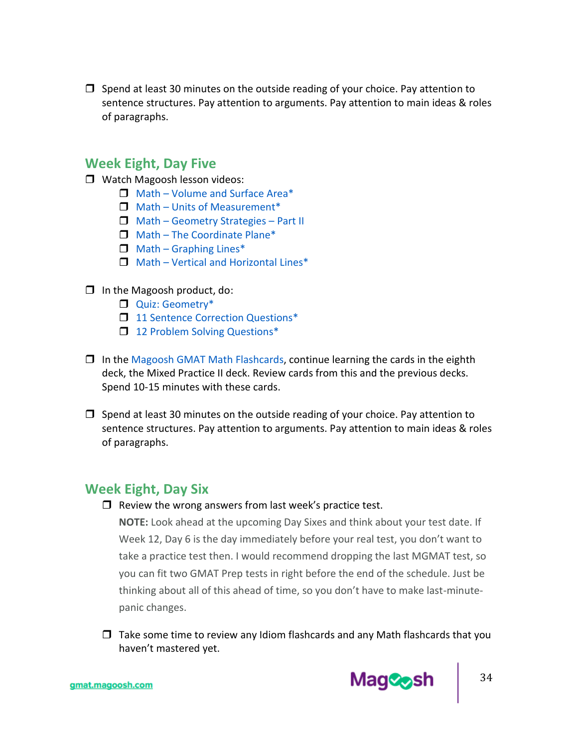- [ ] Spend at least 30 minutes on the outside reading of your choice. Pay attention to sentence structures. Pay attention to arguments. Pay attention to main ideas & roles of paragraphs.

## Week Eight, Day Five

- [ ] Watch Magoosh lesson videos:
    - [ ] Math – Volume and Surface Area*
    - [ ] Math – Units of Measurement*
    - [ ] Math – Geometry Strategies – Part II
    - [ ] Math – The Coordinate Plane*
    - [ ] Math – Graphing Lines*
    - [ ] Math – Vertical and Horizontal Lines*

- [ ] In the Magoosh product, do:
    - [ ] Quiz: Geometry*
    - [ ] 11 Sentence Correction Questions*
    - [ ] 12 Problem Solving Questions*

- [ ] In the Magoosh GMAT Math Flashcards, continue learning the cards in the eighth deck, the Mixed Practice II deck. Review cards from this and the previous decks. Spend 10-15 minutes with these cards.

- [ ] Spend at least 30 minutes on the outside reading of your choice. Pay attention to sentence structures. Pay attention to arguments. Pay attention to main ideas & roles of paragraphs.

## Week Eight, Day Six

- [ ] Review the wrong answers from last week's practice test.

  **NOTE:** Look ahead at the upcoming Day Sixes and think about your test date. If Week 12, Day 6 is the day immediately before your real test, you don't want to take a practice test then. I would recommend dropping the last MGMAT test, so you can fit two GMAT Prep tests in right before the end of the schedule. Just be thinking about all of this ahead of time, so you don't have to make last-minute-panic changes.

- [ ] Take some time to review any Idiom flashcards and any Math flashcards that you haven't mastered yet.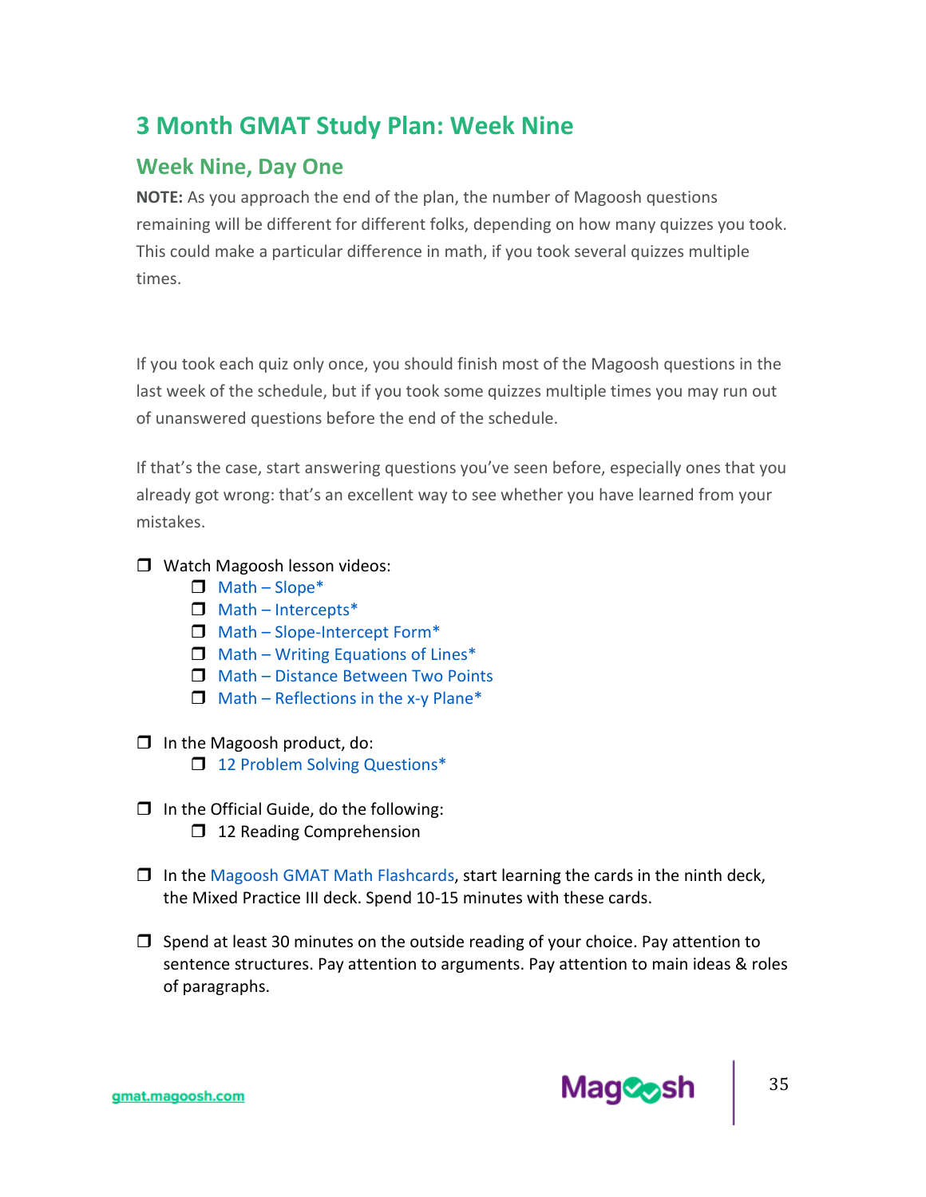# 3 Month GMAT Study Plan: Week Nine

## Week Nine, Day One

**NOTE:** As you approach the end of the plan, the number of Magoosh questions remaining will be different for different folks, depending on how many quizzes you took. This could make a particular difference in math, if you took several quizzes multiple times.

If you took each quiz only once, you should finish most of the Magoosh questions in the last week of the schedule, but if you took some quizzes multiple times you may run out of unanswered questions before the end of the schedule.

If that's the case, start answering questions you've seen before, especially ones that you already got wrong: that's an excellent way to see whether you have learned from your mistakes.

- ❒ Watch Magoosh lesson videos:
  - ❒ Math – Slope*
  - ❒ Math – Intercepts*
  - ❒ Math – Slope-Intercept Form*
  - ❒ Math – Writing Equations of Lines*
  - ❒ Math – Distance Between Two Points
  - ❒ Math – Reflections in the x-y Plane*

- ❒ In the Magoosh product, do:
  - ❒ 12 Problem Solving Questions*

- ❒ In the Official Guide, do the following:
  - ❒ 12 Reading Comprehension

- ❒ In the Magoosh GMAT Math Flashcards, start learning the cards in the ninth deck, the Mixed Practice III deck. Spend 10-15 minutes with these cards.

- ❒ Spend at least 30 minutes on the outside reading of your choice. Pay attention to sentence structures. Pay attention to arguments. Pay attention to main ideas & roles of paragraphs.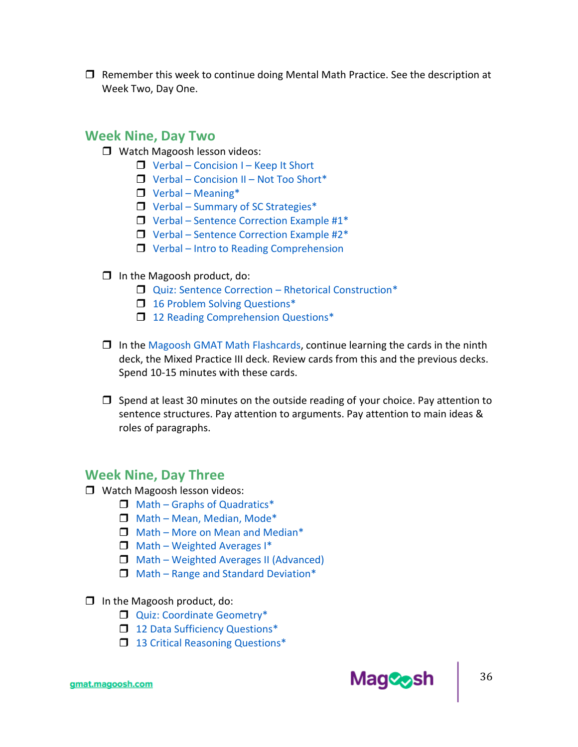- [ ] Remember this week to continue doing Mental Math Practice. See the description at Week Two, Day One.

## Week Nine, Day Two

- [ ] Watch Magoosh lesson videos:
  - [ ] Verbal – Concision I – Keep It Short
  - [ ] Verbal – Concision II – Not Too Short*
  - [ ] Verbal – Meaning*
  - [ ] Verbal – Summary of SC Strategies*
  - [ ] Verbal – Sentence Correction Example #1*
  - [ ] Verbal – Sentence Correction Example #2*
  - [ ] Verbal – Intro to Reading Comprehension

- [ ] In the Magoosh product, do:
  - [ ] Quiz: Sentence Correction – Rhetorical Construction*
  - [ ] 16 Problem Solving Questions*
  - [ ] 12 Reading Comprehension Questions*

- [ ] In the Magoosh GMAT Math Flashcards, continue learning the cards in the ninth deck, the Mixed Practice III deck. Review cards from this and the previous decks. Spend 10-15 minutes with these cards.

- [ ] Spend at least 30 minutes on the outside reading of your choice. Pay attention to sentence structures. Pay attention to arguments. Pay attention to main ideas & roles of paragraphs.

## Week Nine, Day Three

- [ ] Watch Magoosh lesson videos:
  - [ ] Math – Graphs of Quadratics*
  - [ ] Math – Mean, Median, Mode*
  - [ ] Math – More on Mean and Median*
  - [ ] Math – Weighted Averages I*
  - [ ] Math – Weighted Averages II (Advanced)
  - [ ] Math – Range and Standard Deviation*

- [ ] In the Magoosh product, do:
  - [ ] Quiz: Coordinate Geometry*
  - [ ] 12 Data Sufficiency Questions*
  - [ ] 13 Critical Reasoning Questions*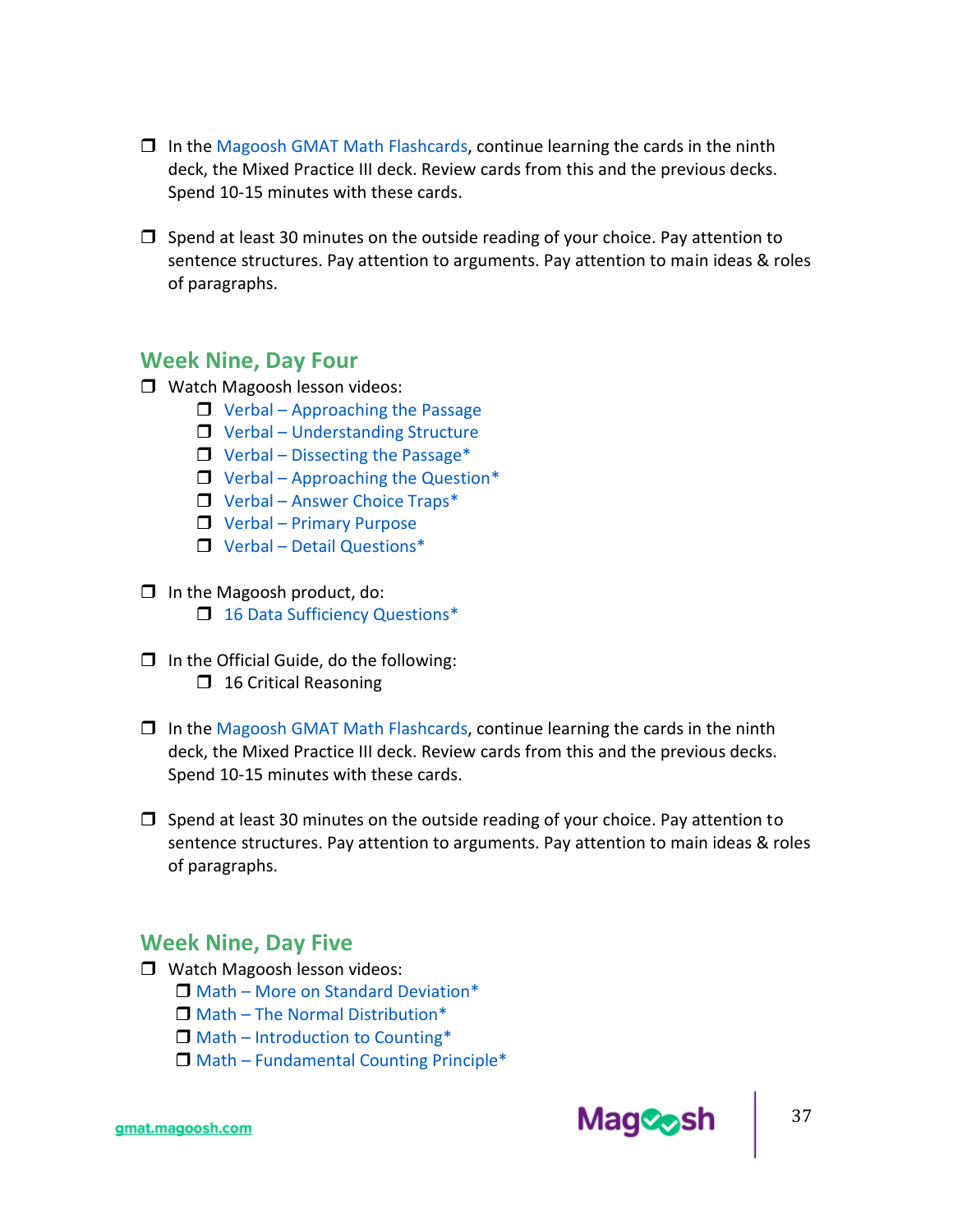- [ ] In the Magoosh GMAT Math Flashcards, continue learning the cards in the ninth deck, the Mixed Practice III deck. Review cards from this and the previous decks. Spend 10-15 minutes with these cards.

- [ ] Spend at least 30 minutes on the outside reading of your choice. Pay attention to sentence structures. Pay attention to arguments. Pay attention to main ideas & roles of paragraphs.

## Week Nine, Day Four

- [ ] Watch Magoosh lesson videos:
    - [ ] Verbal – Approaching the Passage
    - [ ] Verbal – Understanding Structure
    - [ ] Verbal – Dissecting the Passage*
    - [ ] Verbal – Approaching the Question*
    - [ ] Verbal – Answer Choice Traps*
    - [ ] Verbal – Primary Purpose
    - [ ] Verbal – Detail Questions*

- [ ] In the Magoosh product, do:
    - [ ] 16 Data Sufficiency Questions*

- [ ] In the Official Guide, do the following:
    - [ ] 16 Critical Reasoning

- [ ] In the Magoosh GMAT Math Flashcards, continue learning the cards in the ninth deck, the Mixed Practice III deck. Review cards from this and the previous decks. Spend 10-15 minutes with these cards.

- [ ] Spend at least 30 minutes on the outside reading of your choice. Pay attention to sentence structures. Pay attention to arguments. Pay attention to main ideas & roles of paragraphs.

## Week Nine, Day Five

- [ ] Watch Magoosh lesson videos:
    - [ ] Math – More on Standard Deviation*
    - [ ] Math – The Normal Distribution*
    - [ ] Math – Introduction to Counting*
    - [ ] Math – Fundamental Counting Principle*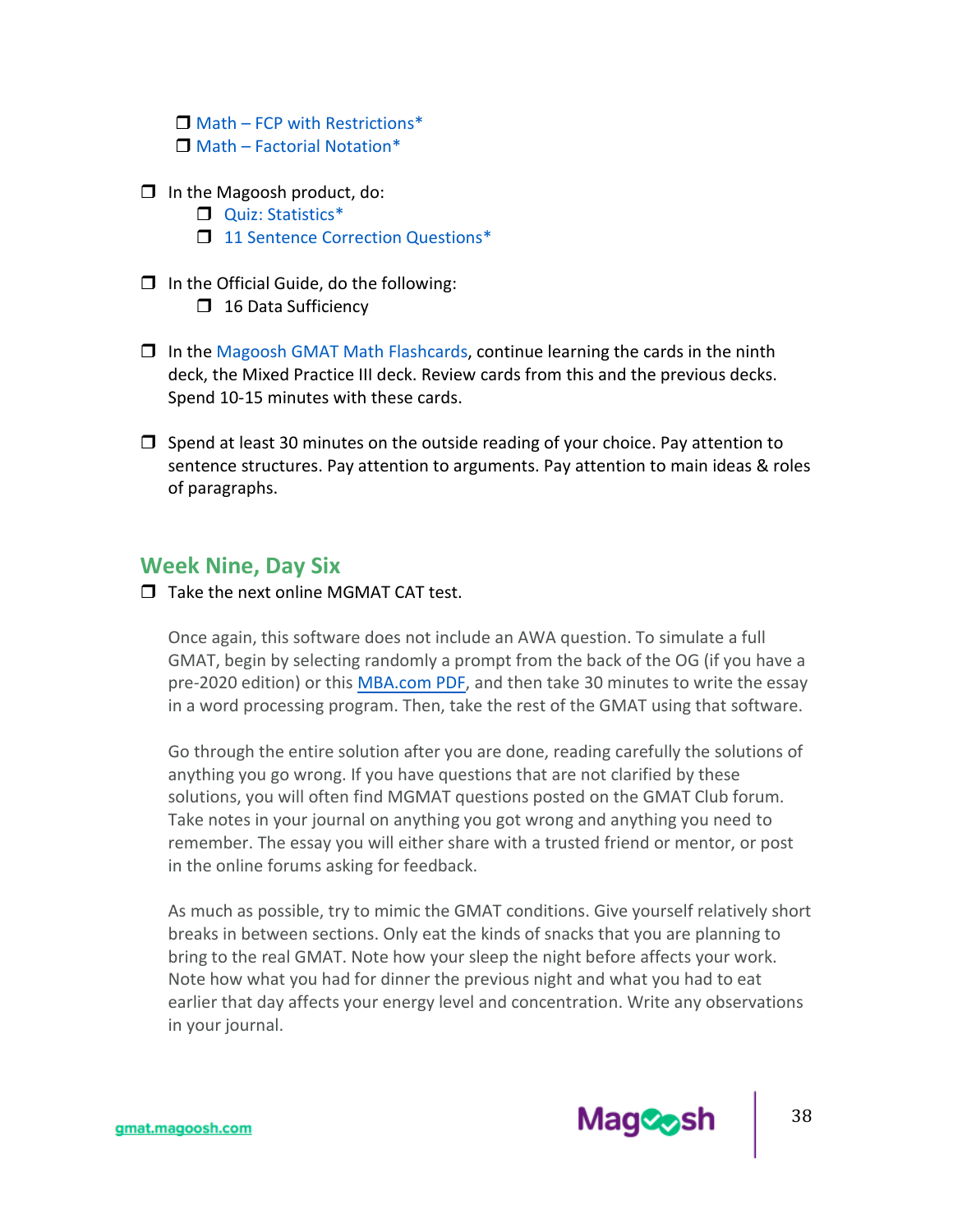- [ ] Math – FCP with Restrictions*
- [ ] Math – Factorial Notation*

- [ ] In the Magoosh product, do:
  - [ ] Quiz: Statistics*
  - [ ] 11 Sentence Correction Questions*

- [ ] In the Official Guide, do the following:
  - [ ] 16 Data Sufficiency

- [ ] In the Magoosh GMAT Math Flashcards, continue learning the cards in the ninth deck, the Mixed Practice III deck. Review cards from this and the previous decks. Spend 10-15 minutes with these cards.

- [ ] Spend at least 30 minutes on the outside reading of your choice. Pay attention to sentence structures. Pay attention to arguments. Pay attention to main ideas & roles of paragraphs.

## Week Nine, Day Six

- [ ] Take the next online MGMAT CAT test.

  Once again, this software does not include an AWA question. To simulate a full GMAT, begin by selecting randomly a prompt from the back of the OG (if you have a pre-2020 edition) or this MBA.com PDF, and then take 30 minutes to write the essay in a word processing program. Then, take the rest of the GMAT using that software.

  Go through the entire solution after you are done, reading carefully the solutions of anything you go wrong. If you have questions that are not clarified by these solutions, you will often find MGMAT questions posted on the GMAT Club forum. Take notes in your journal on anything you got wrong and anything you need to remember. The essay you will either share with a trusted friend or mentor, or post in the online forums asking for feedback.

  As much as possible, try to mimic the GMAT conditions. Give yourself relatively short breaks in between sections. Only eat the kinds of snacks that you are planning to bring to the real GMAT. Note how your sleep the night before affects your work. Note how what you had for dinner the previous night and what you had to eat earlier that day affects your energy level and concentration. Write any observations in your journal.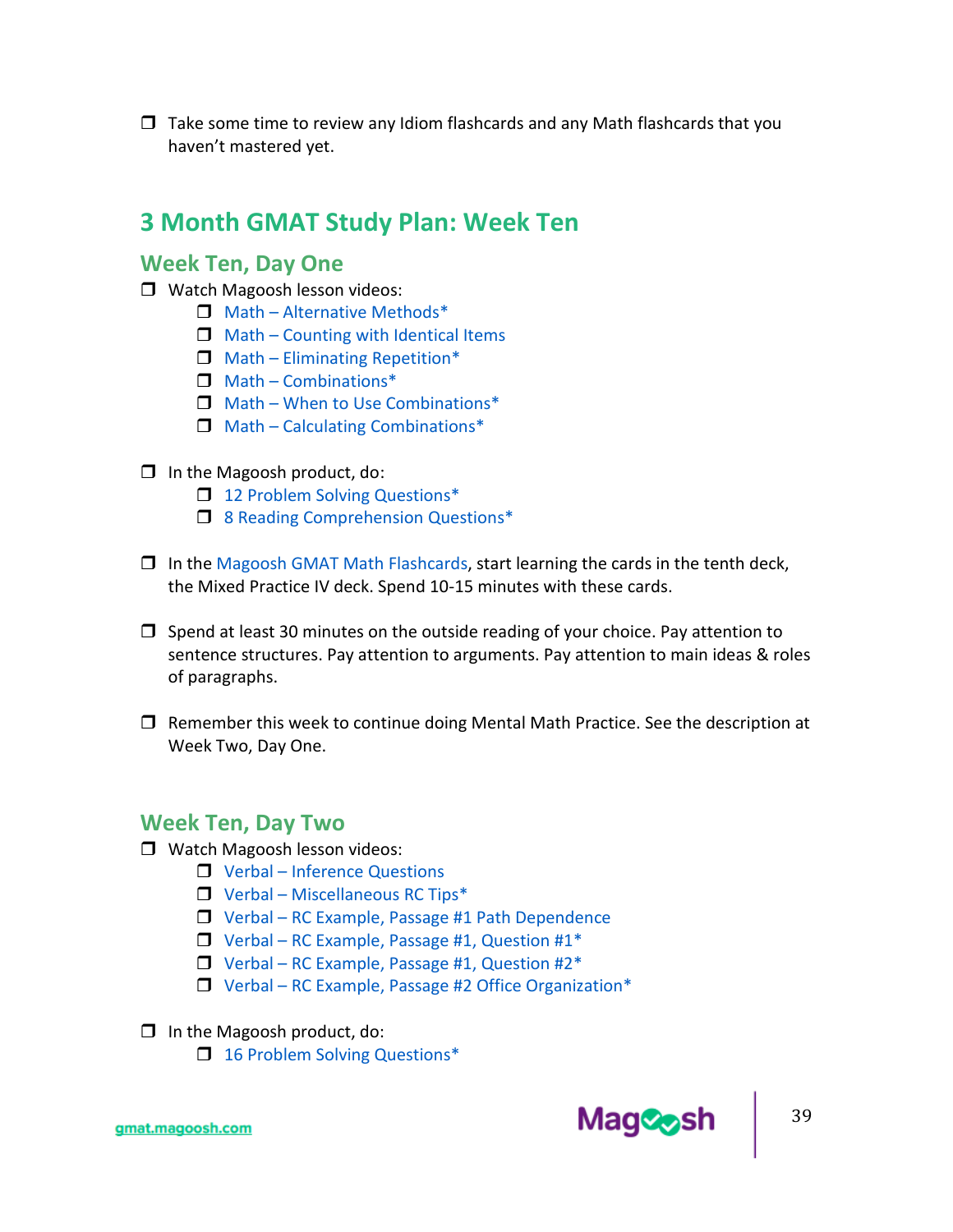- [ ] Take some time to review any Idiom flashcards and any Math flashcards that you haven't mastered yet.

## 3 Month GMAT Study Plan: Week Ten

### Week Ten, Day One

- [ ] Watch Magoosh lesson videos:
  - [ ] Math – Alternative Methods*
  - [ ] Math – Counting with Identical Items
  - [ ] Math – Eliminating Repetition*
  - [ ] Math – Combinations*
  - [ ] Math – When to Use Combinations*
  - [ ] Math – Calculating Combinations*

- [ ] In the Magoosh product, do:
  - [ ] 12 Problem Solving Questions*
  - [ ] 8 Reading Comprehension Questions*

- [ ] In the Magoosh GMAT Math Flashcards, start learning the cards in the tenth deck, the Mixed Practice IV deck. Spend 10-15 minutes with these cards.

- [ ] Spend at least 30 minutes on the outside reading of your choice. Pay attention to sentence structures. Pay attention to arguments. Pay attention to main ideas & roles of paragraphs.

- [ ] Remember this week to continue doing Mental Math Practice. See the description at Week Two, Day One.

### Week Ten, Day Two

- [ ] Watch Magoosh lesson videos:
  - [ ] Verbal – Inference Questions
  - [ ] Verbal – Miscellaneous RC Tips*
  - [ ] Verbal – RC Example, Passage #1 Path Dependence
  - [ ] Verbal – RC Example, Passage #1, Question #1*
  - [ ] Verbal – RC Example, Passage #1, Question #2*
  - [ ] Verbal – RC Example, Passage #2 Office Organization*

- [ ] In the Magoosh product, do:
  - [ ] 16 Problem Solving Questions*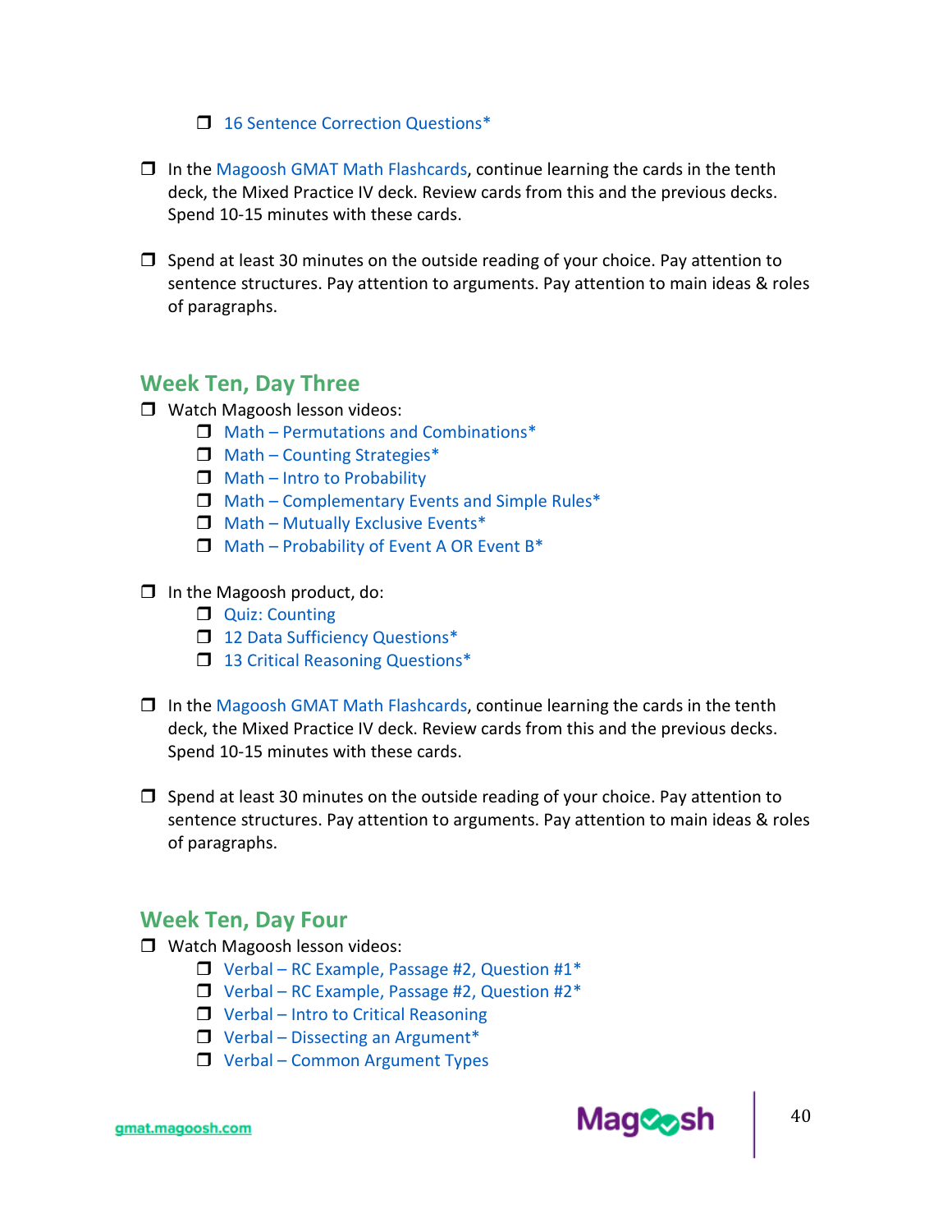- [ ] 16 Sentence Correction Questions*

- [ ] In the Magoosh GMAT Math Flashcards, continue learning the cards in the tenth deck, the Mixed Practice IV deck. Review cards from this and the previous decks. Spend 10-15 minutes with these cards.

- [ ] Spend at least 30 minutes on the outside reading of your choice. Pay attention to sentence structures. Pay attention to arguments. Pay attention to main ideas & roles of paragraphs.

## Week Ten, Day Three

- [ ] Watch Magoosh lesson videos:
  - [ ] Math – Permutations and Combinations*
  - [ ] Math – Counting Strategies*
  - [ ] Math – Intro to Probability
  - [ ] Math – Complementary Events and Simple Rules*
  - [ ] Math – Mutually Exclusive Events*
  - [ ] Math – Probability of Event A OR Event B*

- [ ] In the Magoosh product, do:
  - [ ] Quiz: Counting
  - [ ] 12 Data Sufficiency Questions*
  - [ ] 13 Critical Reasoning Questions*

- [ ] In the Magoosh GMAT Math Flashcards, continue learning the cards in the tenth deck, the Mixed Practice IV deck. Review cards from this and the previous decks. Spend 10-15 minutes with these cards.

- [ ] Spend at least 30 minutes on the outside reading of your choice. Pay attention to sentence structures. Pay attention to arguments. Pay attention to main ideas & roles of paragraphs.

## Week Ten, Day Four

- [ ] Watch Magoosh lesson videos:
  - [ ] Verbal – RC Example, Passage #2, Question #1*
  - [ ] Verbal – RC Example, Passage #2, Question #2*
  - [ ] Verbal – Intro to Critical Reasoning
  - [ ] Verbal – Dissecting an Argument*
  - [ ] Verbal – Common Argument Types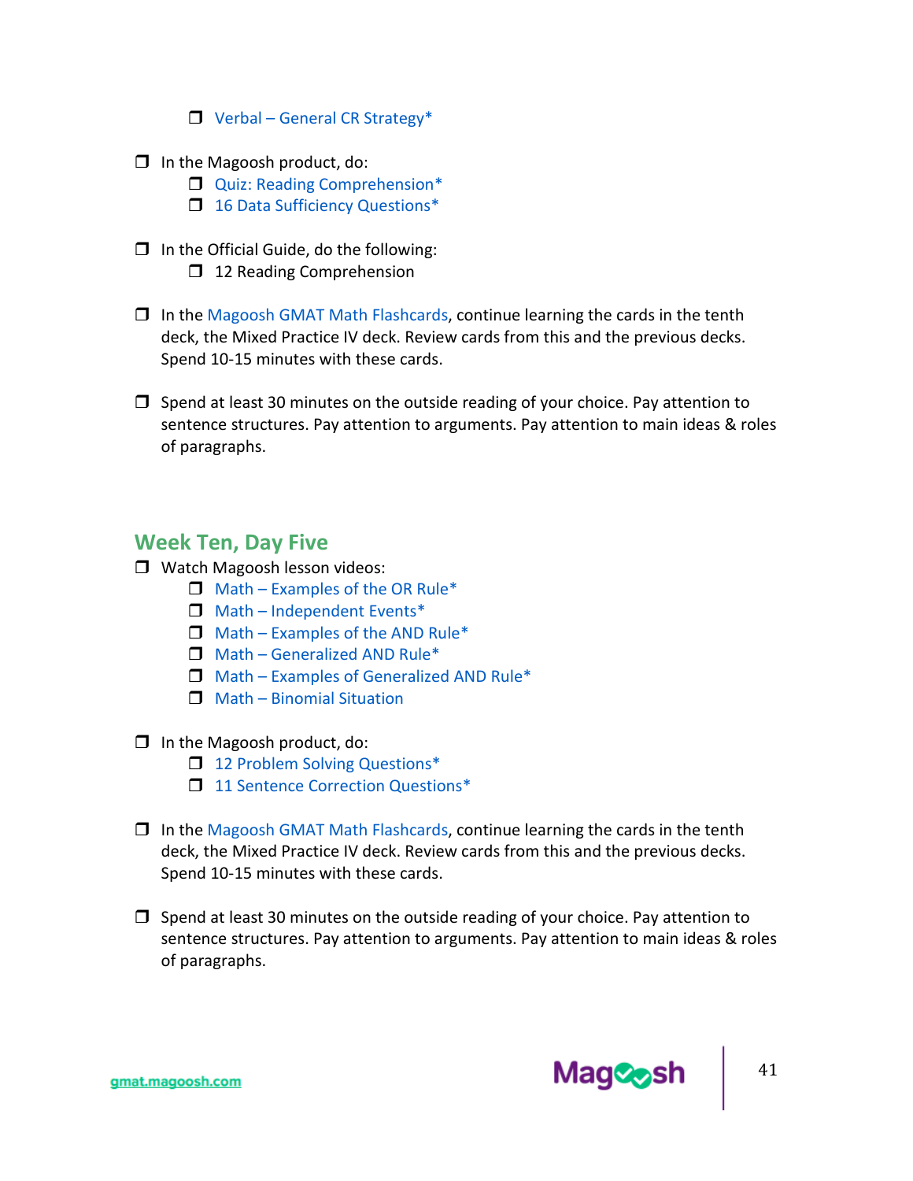- [ ] Verbal – General CR Strategy*

- [ ] In the Magoosh product, do:
  - [ ] Quiz: Reading Comprehension*
  - [ ] 16 Data Sufficiency Questions*

- [ ] In the Official Guide, do the following:
  - [ ] 12 Reading Comprehension

- [ ] In the Magoosh GMAT Math Flashcards, continue learning the cards in the tenth deck, the Mixed Practice IV deck. Review cards from this and the previous decks. Spend 10-15 minutes with these cards.

- [ ] Spend at least 30 minutes on the outside reading of your choice. Pay attention to sentence structures. Pay attention to arguments. Pay attention to main ideas & roles of paragraphs.

## Week Ten, Day Five

- [ ] Watch Magoosh lesson videos:
  - [ ] Math – Examples of the OR Rule*
  - [ ] Math – Independent Events*
  - [ ] Math – Examples of the AND Rule*
  - [ ] Math – Generalized AND Rule*
  - [ ] Math – Examples of Generalized AND Rule*
  - [ ] Math – Binomial Situation

- [ ] In the Magoosh product, do:
  - [ ] 12 Problem Solving Questions*
  - [ ] 11 Sentence Correction Questions*

- [ ] In the Magoosh GMAT Math Flashcards, continue learning the cards in the tenth deck, the Mixed Practice IV deck. Review cards from this and the previous decks. Spend 10-15 minutes with these cards.

- [ ] Spend at least 30 minutes on the outside reading of your choice. Pay attention to sentence structures. Pay attention to arguments. Pay attention to main ideas & roles of paragraphs.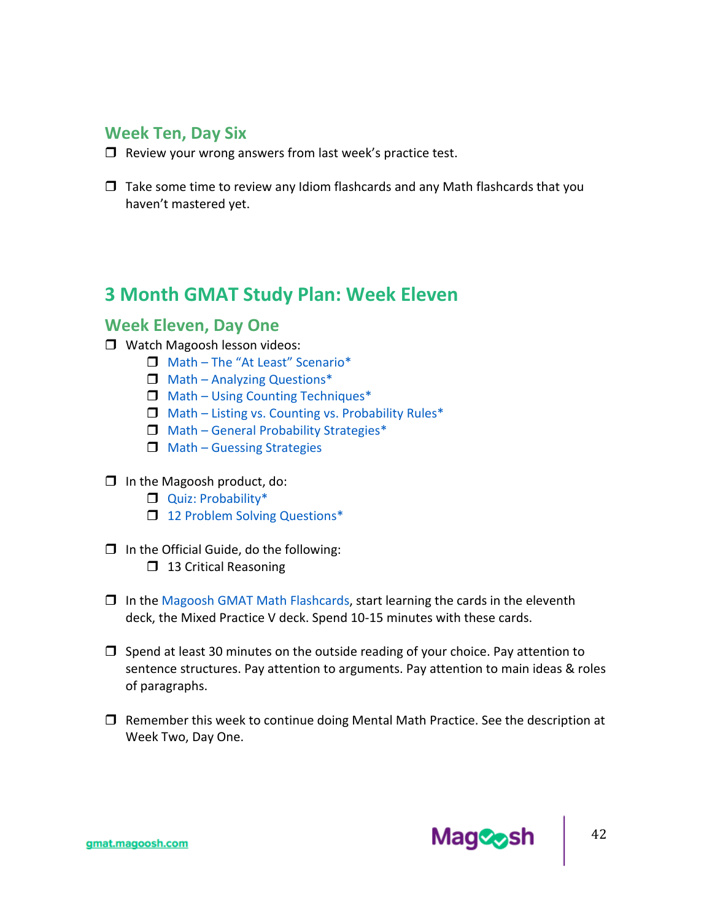### Week Ten, Day Six

- ❒ Review your wrong answers from last week's practice test.

- ❒ Take some time to review any Idiom flashcards and any Math flashcards that you haven't mastered yet.

## 3 Month GMAT Study Plan: Week Eleven

### Week Eleven, Day One

- ❒ Watch Magoosh lesson videos:
  - ❒ Math – The "At Least" Scenario*
  - ❒ Math – Analyzing Questions*
  - ❒ Math – Using Counting Techniques*
  - ❒ Math – Listing vs. Counting vs. Probability Rules*
  - ❒ Math – General Probability Strategies*
  - ❒ Math – Guessing Strategies

- ❒ In the Magoosh product, do:
  - ❒ Quiz: Probability*
  - ❒ 12 Problem Solving Questions*

- ❒ In the Official Guide, do the following:
  - ❒ 13 Critical Reasoning

- ❒ In the Magoosh GMAT Math Flashcards, start learning the cards in the eleventh deck, the Mixed Practice V deck. Spend 10-15 minutes with these cards.

- ❒ Spend at least 30 minutes on the outside reading of your choice. Pay attention to sentence structures. Pay attention to arguments. Pay attention to main ideas & roles of paragraphs.

- ❒ Remember this week to continue doing Mental Math Practice. See the description at Week Two, Day One.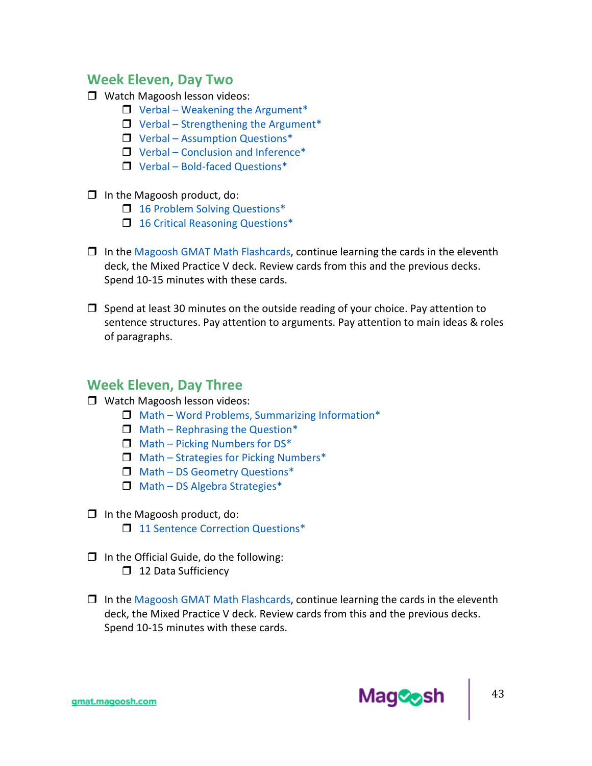## Week Eleven, Day Two

- ❒ Watch Magoosh lesson videos:
  - ❒ Verbal – Weakening the Argument*
  - ❒ Verbal – Strengthening the Argument*
  - ❒ Verbal – Assumption Questions*
  - ❒ Verbal – Conclusion and Inference*
  - ❒ Verbal – Bold-faced Questions*

- ❒ In the Magoosh product, do:
  - ❒ 16 Problem Solving Questions*
  - ❒ 16 Critical Reasoning Questions*

- ❒ In the Magoosh GMAT Math Flashcards, continue learning the cards in the eleventh deck, the Mixed Practice V deck. Review cards from this and the previous decks. Spend 10-15 minutes with these cards.

- ❒ Spend at least 30 minutes on the outside reading of your choice. Pay attention to sentence structures. Pay attention to arguments. Pay attention to main ideas & roles of paragraphs.

## Week Eleven, Day Three

- ❒ Watch Magoosh lesson videos:
  - ❒ Math – Word Problems, Summarizing Information*
  - ❒ Math – Rephrasing the Question*
  - ❒ Math – Picking Numbers for DS*
  - ❒ Math – Strategies for Picking Numbers*
  - ❒ Math – DS Geometry Questions*
  - ❒ Math – DS Algebra Strategies*

- ❒ In the Magoosh product, do:
  - ❒ 11 Sentence Correction Questions*

- ❒ In the Official Guide, do the following:
  - ❒ 12 Data Sufficiency

- ❒ In the Magoosh GMAT Math Flashcards, continue learning the cards in the eleventh deck, the Mixed Practice V deck. Review cards from this and the previous decks. Spend 10-15 minutes with these cards.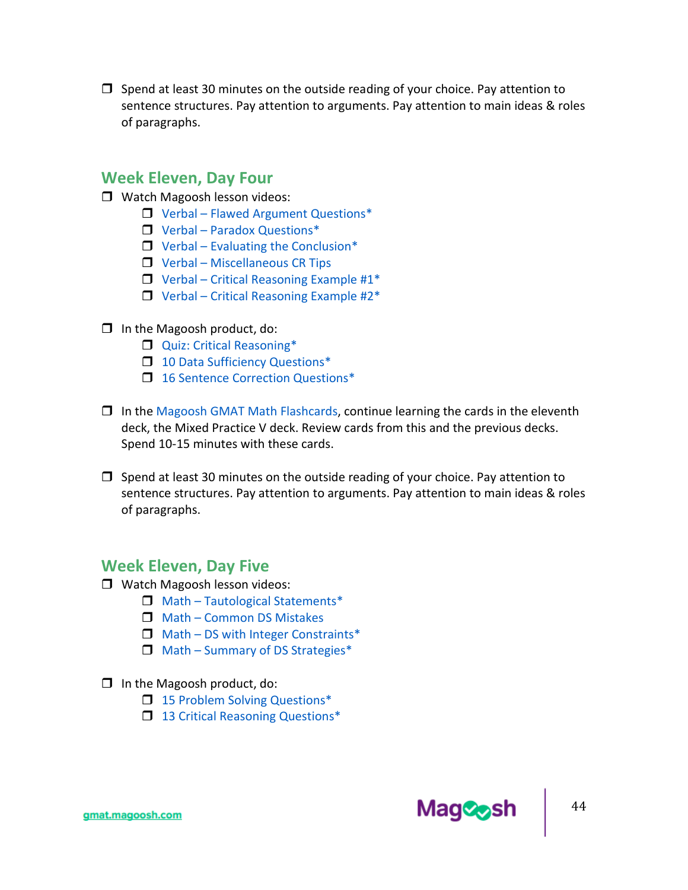- [ ] Spend at least 30 minutes on the outside reading of your choice. Pay attention to sentence structures. Pay attention to arguments. Pay attention to main ideas & roles of paragraphs.

## Week Eleven, Day Four

- [ ] Watch Magoosh lesson videos:
  - [ ] Verbal – Flawed Argument Questions*
  - [ ] Verbal – Paradox Questions*
  - [ ] Verbal – Evaluating the Conclusion*
  - [ ] Verbal – Miscellaneous CR Tips
  - [ ] Verbal – Critical Reasoning Example #1*
  - [ ] Verbal – Critical Reasoning Example #2*

- [ ] In the Magoosh product, do:
  - [ ] Quiz: Critical Reasoning*
  - [ ] 10 Data Sufficiency Questions*
  - [ ] 16 Sentence Correction Questions*

- [ ] In the Magoosh GMAT Math Flashcards, continue learning the cards in the eleventh deck, the Mixed Practice V deck. Review cards from this and the previous decks. Spend 10-15 minutes with these cards.

- [ ] Spend at least 30 minutes on the outside reading of your choice. Pay attention to sentence structures. Pay attention to arguments. Pay attention to main ideas & roles of paragraphs.

## Week Eleven, Day Five

- [ ] Watch Magoosh lesson videos:
  - [ ] Math – Tautological Statements*
  - [ ] Math – Common DS Mistakes
  - [ ] Math – DS with Integer Constraints*
  - [ ] Math – Summary of DS Strategies*

- [ ] In the Magoosh product, do:
  - [ ] 15 Problem Solving Questions*
  - [ ] 13 Critical Reasoning Questions*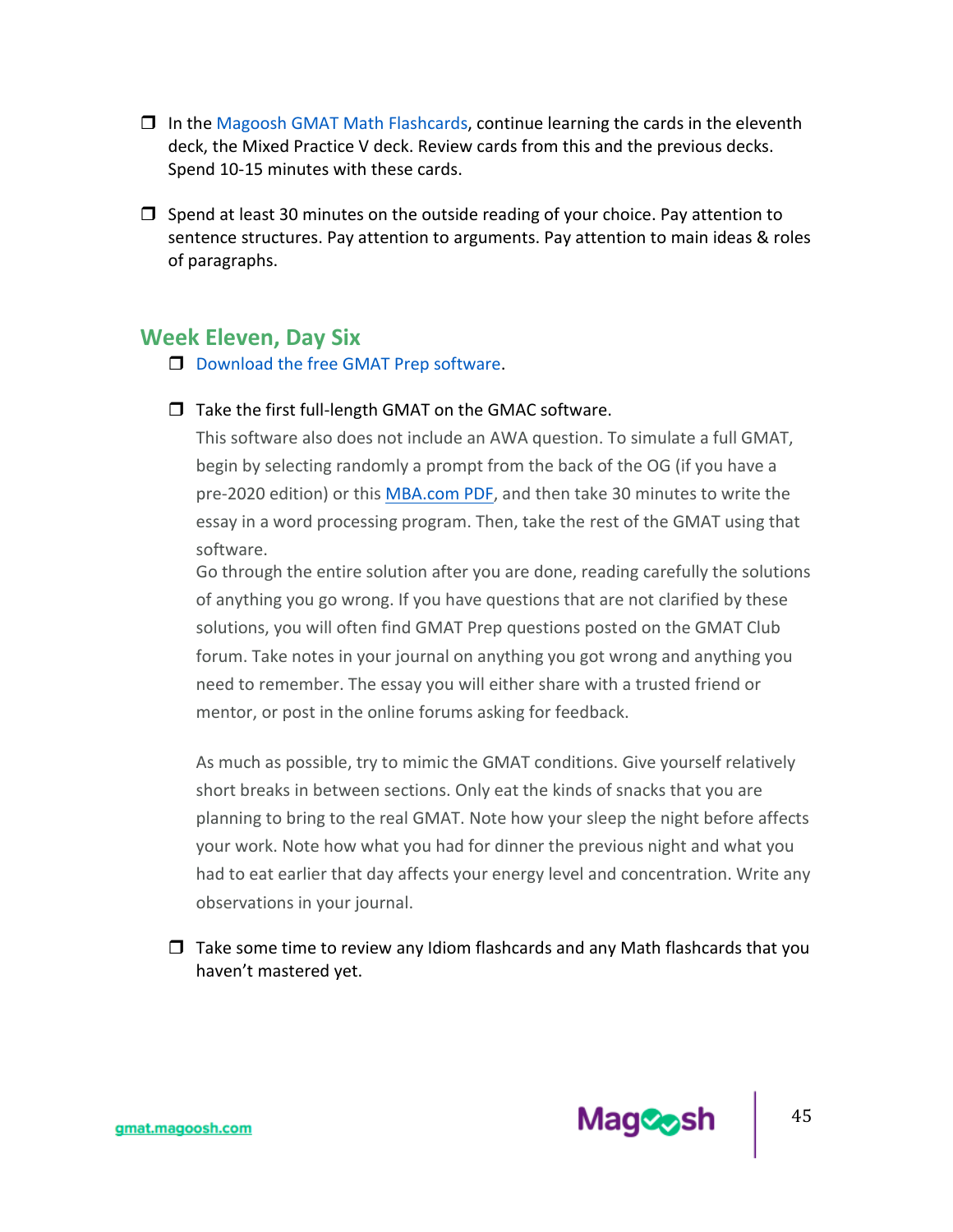- [ ] In the Magoosh GMAT Math Flashcards, continue learning the cards in the eleventh deck, the Mixed Practice V deck. Review cards from this and the previous decks. Spend 10-15 minutes with these cards.

- [ ] Spend at least 30 minutes on the outside reading of your choice. Pay attention to sentence structures. Pay attention to arguments. Pay attention to main ideas & roles of paragraphs.

## Week Eleven, Day Six

- [ ] Download the free GMAT Prep software.

- [ ] Take the first full-length GMAT on the GMAC software.

  This software also does not include an AWA question. To simulate a full GMAT, begin by selecting randomly a prompt from the back of the OG (if you have a pre-2020 edition) or this MBA.com PDF, and then take 30 minutes to write the essay in a word processing program. Then, take the rest of the GMAT using that software.

  Go through the entire solution after you are done, reading carefully the solutions of anything you go wrong. If you have questions that are not clarified by these solutions, you will often find GMAT Prep questions posted on the GMAT Club forum. Take notes in your journal on anything you got wrong and anything you need to remember. The essay you will either share with a trusted friend or mentor, or post in the online forums asking for feedback.

  As much as possible, try to mimic the GMAT conditions. Give yourself relatively short breaks in between sections. Only eat the kinds of snacks that you are planning to bring to the real GMAT. Note how your sleep the night before affects your work. Note how what you had for dinner the previous night and what you had to eat earlier that day affects your energy level and concentration. Write any observations in your journal.

- [ ] Take some time to review any Idiom flashcards and any Math flashcards that you haven't mastered yet.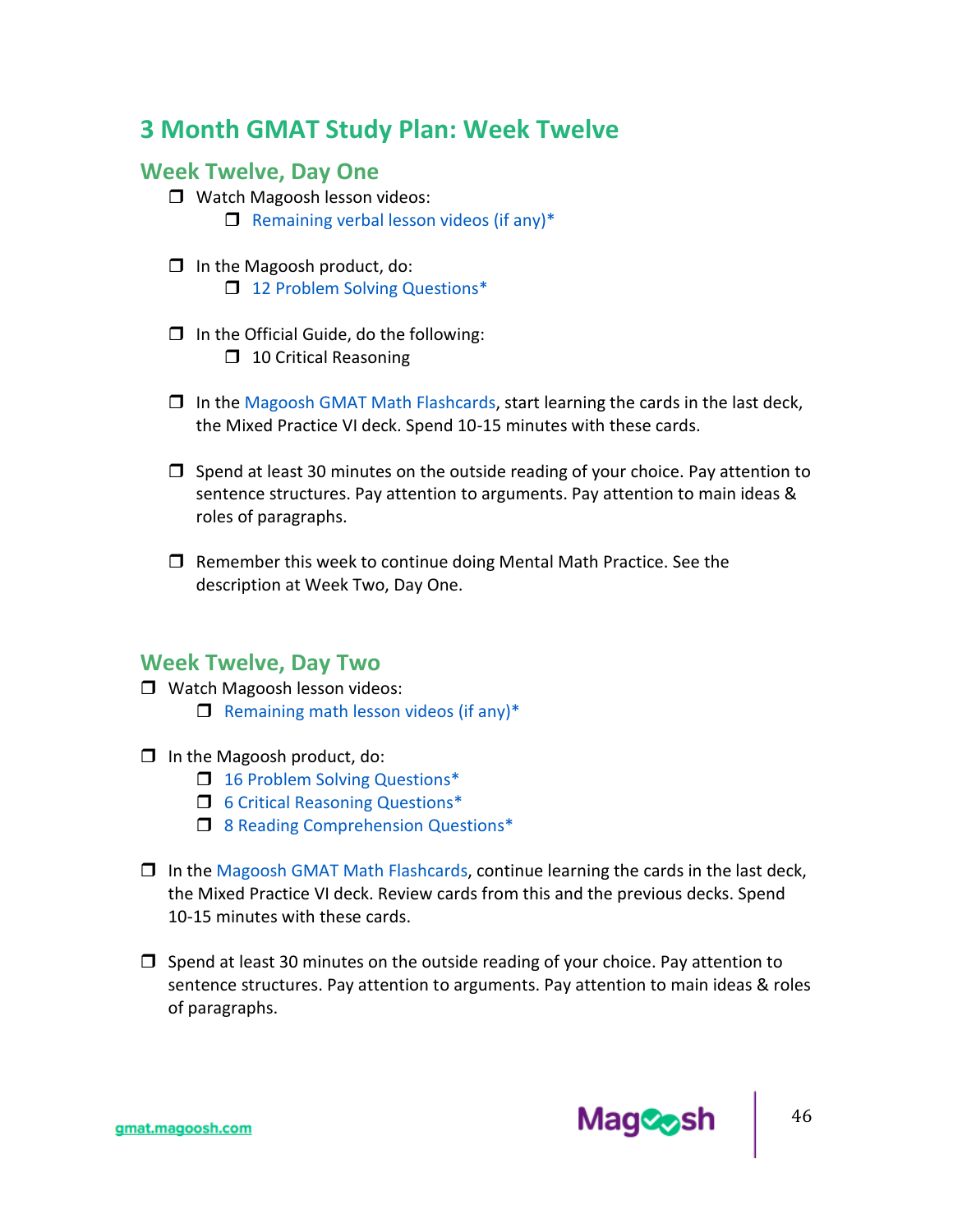# 3 Month GMAT Study Plan: Week Twelve

## Week Twelve, Day One

- [ ] Watch Magoosh lesson videos:
  - [ ] Remaining verbal lesson videos (if any)*
- [ ] In the Magoosh product, do:
  - [ ] 12 Problem Solving Questions*
- [ ] In the Official Guide, do the following:
  - [ ] 10 Critical Reasoning
- [ ] In the Magoosh GMAT Math Flashcards, start learning the cards in the last deck, the Mixed Practice VI deck. Spend 10-15 minutes with these cards.
- [ ] Spend at least 30 minutes on the outside reading of your choice. Pay attention to sentence structures. Pay attention to arguments. Pay attention to main ideas & roles of paragraphs.
- [ ] Remember this week to continue doing Mental Math Practice. See the description at Week Two, Day One.

## Week Twelve, Day Two

- [ ] Watch Magoosh lesson videos:
  - [ ] Remaining math lesson videos (if any)*
- [ ] In the Magoosh product, do:
  - [ ] 16 Problem Solving Questions*
  - [ ] 6 Critical Reasoning Questions*
  - [ ] 8 Reading Comprehension Questions*
- [ ] In the Magoosh GMAT Math Flashcards, continue learning the cards in the last deck, the Mixed Practice VI deck. Review cards from this and the previous decks. Spend 10-15 minutes with these cards.
- [ ] Spend at least 30 minutes on the outside reading of your choice. Pay attention to sentence structures. Pay attention to arguments. Pay attention to main ideas & roles of paragraphs.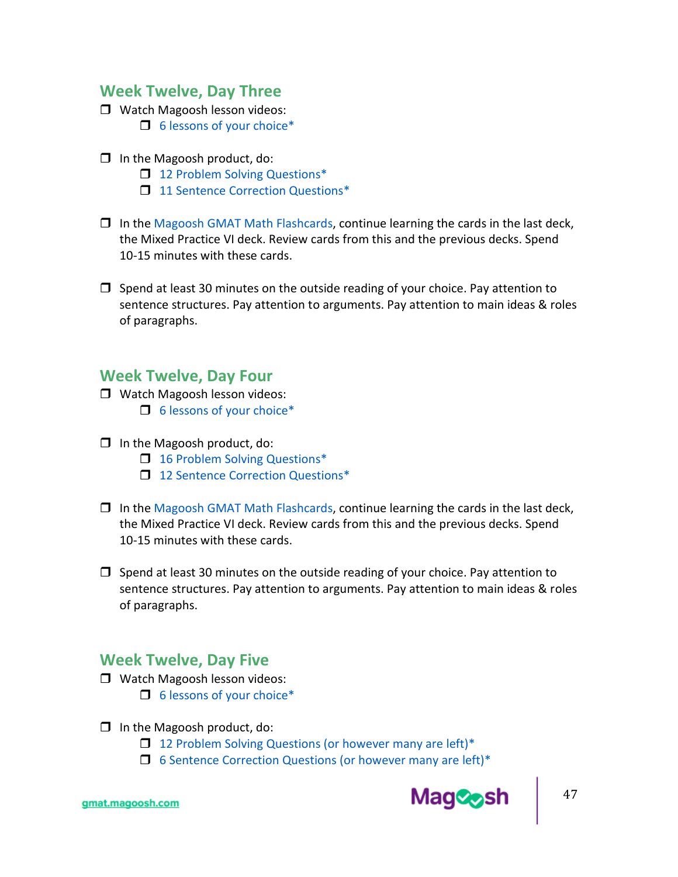## Week Twelve, Day Three

- [ ] Watch Magoosh lesson videos:
  - [ ] 6 lessons of your choice*

- [ ] In the Magoosh product, do:
  - [ ] 12 Problem Solving Questions*
  - [ ] 11 Sentence Correction Questions*

- [ ] In the Magoosh GMAT Math Flashcards, continue learning the cards in the last deck, the Mixed Practice VI deck. Review cards from this and the previous decks. Spend 10-15 minutes with these cards.

- [ ] Spend at least 30 minutes on the outside reading of your choice. Pay attention to sentence structures. Pay attention to arguments. Pay attention to main ideas & roles of paragraphs.

## Week Twelve, Day Four

- [ ] Watch Magoosh lesson videos:
  - [ ] 6 lessons of your choice*

- [ ] In the Magoosh product, do:
  - [ ] 16 Problem Solving Questions*
  - [ ] 12 Sentence Correction Questions*

- [ ] In the Magoosh GMAT Math Flashcards, continue learning the cards in the last deck, the Mixed Practice VI deck. Review cards from this and the previous decks. Spend 10-15 minutes with these cards.

- [ ] Spend at least 30 minutes on the outside reading of your choice. Pay attention to sentence structures. Pay attention to arguments. Pay attention to main ideas & roles of paragraphs.

## Week Twelve, Day Five

- [ ] Watch Magoosh lesson videos:
  - [ ] 6 lessons of your choice*

- [ ] In the Magoosh product, do:
  - [ ] 12 Problem Solving Questions (or however many are left)*
  - [ ] 6 Sentence Correction Questions (or however many are left)*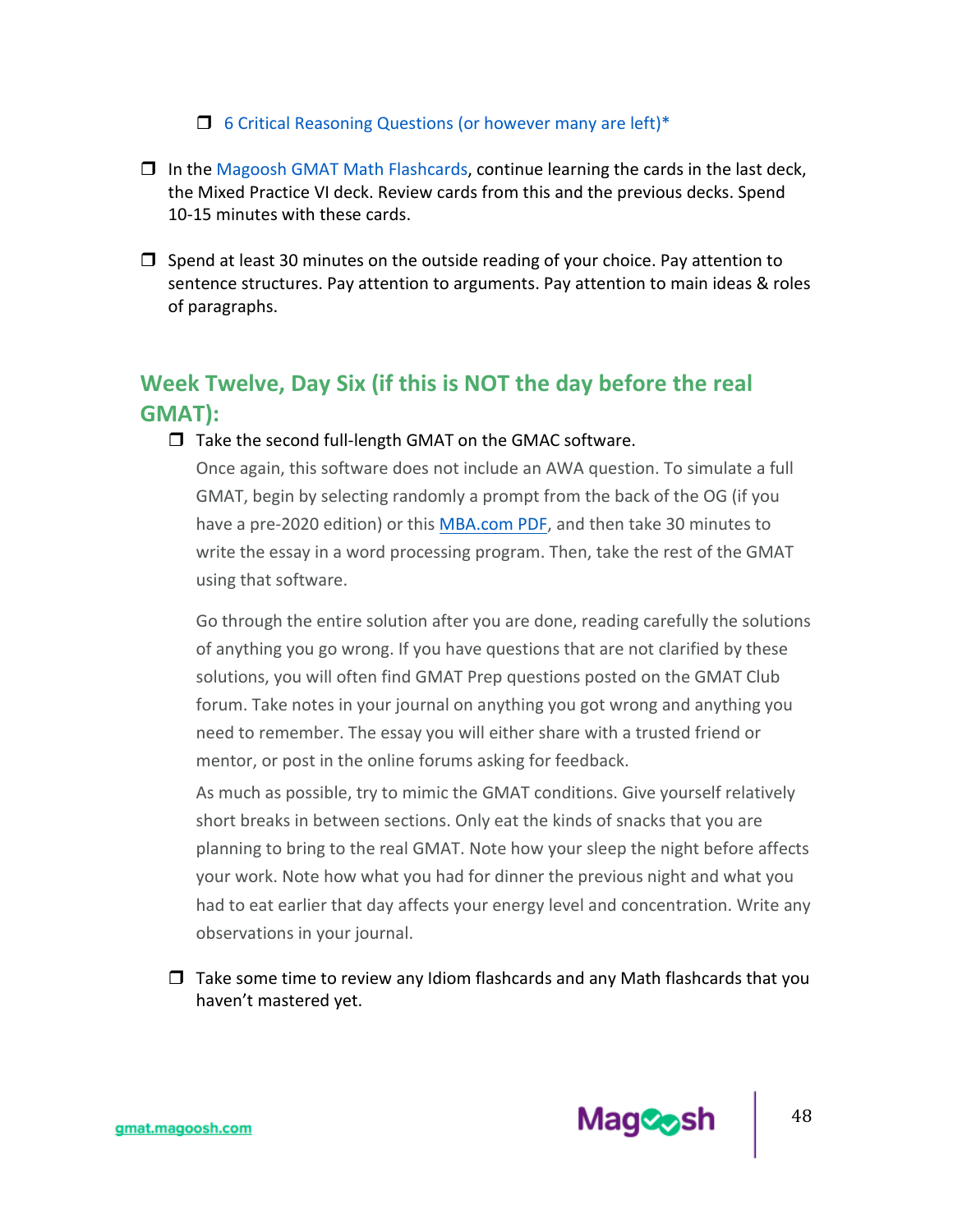- [ ] 6 Critical Reasoning Questions (or however many are left)*

- [ ] In the Magoosh GMAT Math Flashcards, continue learning the cards in the last deck, the Mixed Practice VI deck. Review cards from this and the previous decks. Spend 10-15 minutes with these cards.

- [ ] Spend at least 30 minutes on the outside reading of your choice. Pay attention to sentence structures. Pay attention to arguments. Pay attention to main ideas & roles of paragraphs.

## Week Twelve, Day Six (if this is NOT the day before the real GMAT):

- [ ] Take the second full-length GMAT on the GMAC software.

  Once again, this software does not include an AWA question. To simulate a full GMAT, begin by selecting randomly a prompt from the back of the OG (if you have a pre-2020 edition) or this MBA.com PDF, and then take 30 minutes to write the essay in a word processing program. Then, take the rest of the GMAT using that software.

  Go through the entire solution after you are done, reading carefully the solutions of anything you go wrong. If you have questions that are not clarified by these solutions, you will often find GMAT Prep questions posted on the GMAT Club forum. Take notes in your journal on anything you got wrong and anything you need to remember. The essay you will either share with a trusted friend or mentor, or post in the online forums asking for feedback.

  As much as possible, try to mimic the GMAT conditions. Give yourself relatively short breaks in between sections. Only eat the kinds of snacks that you are planning to bring to the real GMAT. Note how your sleep the night before affects your work. Note how what you had for dinner the previous night and what you had to eat earlier that day affects your energy level and concentration. Write any observations in your journal.

- [ ] Take some time to review any Idiom flashcards and any Math flashcards that you haven't mastered yet.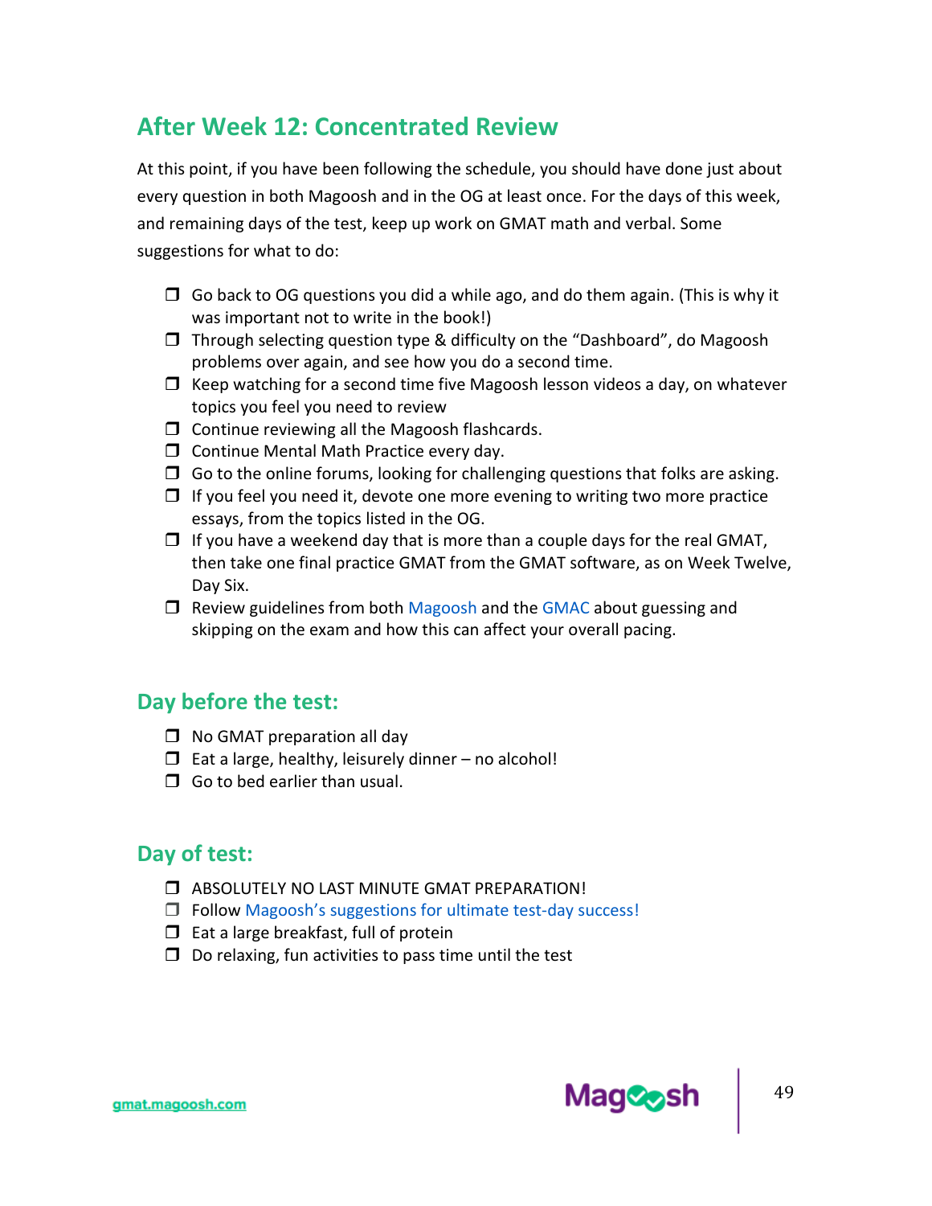## After Week 12: Concentrated Review

At this point, if you have been following the schedule, you should have done just about every question in both Magoosh and in the OG at least once. For the days of this week, and remaining days of the test, keep up work on GMAT math and verbal. Some suggestions for what to do:

- ❒ Go back to OG questions you did a while ago, and do them again. (This is why it was important not to write in the book!)
- ❒ Through selecting question type & difficulty on the "Dashboard", do Magoosh problems over again, and see how you do a second time.
- ❒ Keep watching for a second time five Magoosh lesson videos a day, on whatever topics you feel you need to review
- ❒ Continue reviewing all the Magoosh flashcards.
- ❒ Continue Mental Math Practice every day.
- ❒ Go to the online forums, looking for challenging questions that folks are asking.
- ❒ If you feel you need it, devote one more evening to writing two more practice essays, from the topics listed in the OG.
- ❒ If you have a weekend day that is more than a couple days for the real GMAT, then take one final practice GMAT from the GMAT software, as on Week Twelve, Day Six.
- ❒ Review guidelines from both Magoosh and the GMAC about guessing and skipping on the exam and how this can affect your overall pacing.

## Day before the test:

- ❒ No GMAT preparation all day
- ❒ Eat a large, healthy, leisurely dinner – no alcohol!
- ❒ Go to bed earlier than usual.

## Day of test:

- ❒ ABSOLUTELY NO LAST MINUTE GMAT PREPARATION!
- ❒ Follow Magoosh's suggestions for ultimate test-day success!
- ❒ Eat a large breakfast, full of protein
- ❒ Do relaxing, fun activities to pass time until the test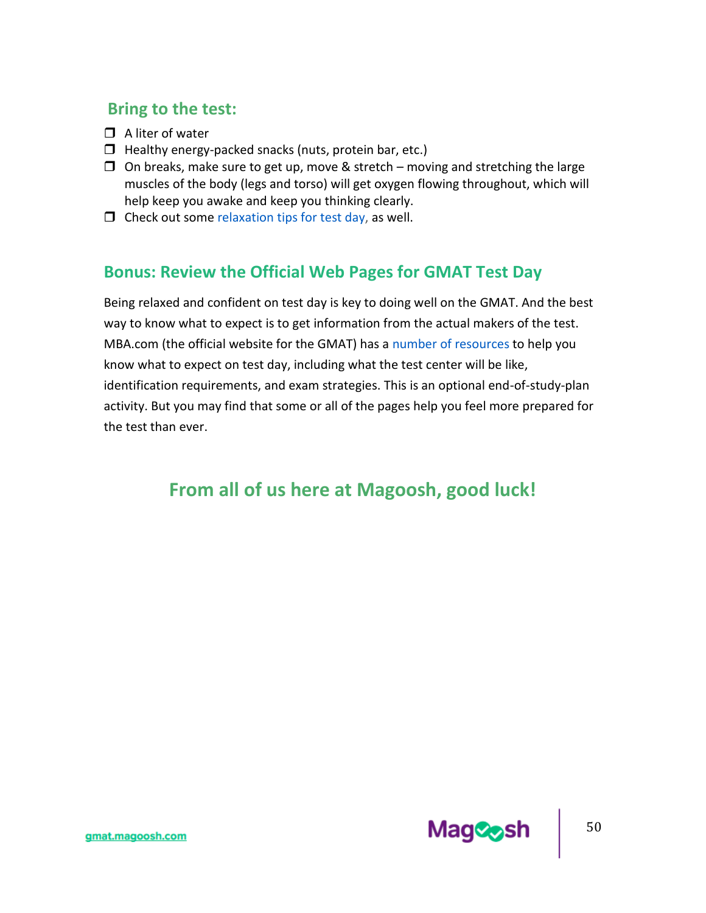## Bring to the test:

- ❒ A liter of water
- ❒ Healthy energy-packed snacks (nuts, protein bar, etc.)
- ❒ On breaks, make sure to get up, move & stretch – moving and stretching the large muscles of the body (legs and torso) will get oxygen flowing throughout, which will help keep you awake and keep you thinking clearly.
- ❒ Check out some relaxation tips for test day, as well.

## Bonus: Review the Official Web Pages for GMAT Test Day

Being relaxed and confident on test day is key to doing well on the GMAT. And the best way to know what to expect is to get information from the actual makers of the test. MBA.com (the official website for the GMAT) has a number of resources to help you know what to expect on test day, including what the test center will be like, identification requirements, and exam strategies. This is an optional end-of-study-plan activity. But you may find that some or all of the pages help you feel more prepared for the test than ever.

## From all of us here at Magoosh, good luck!